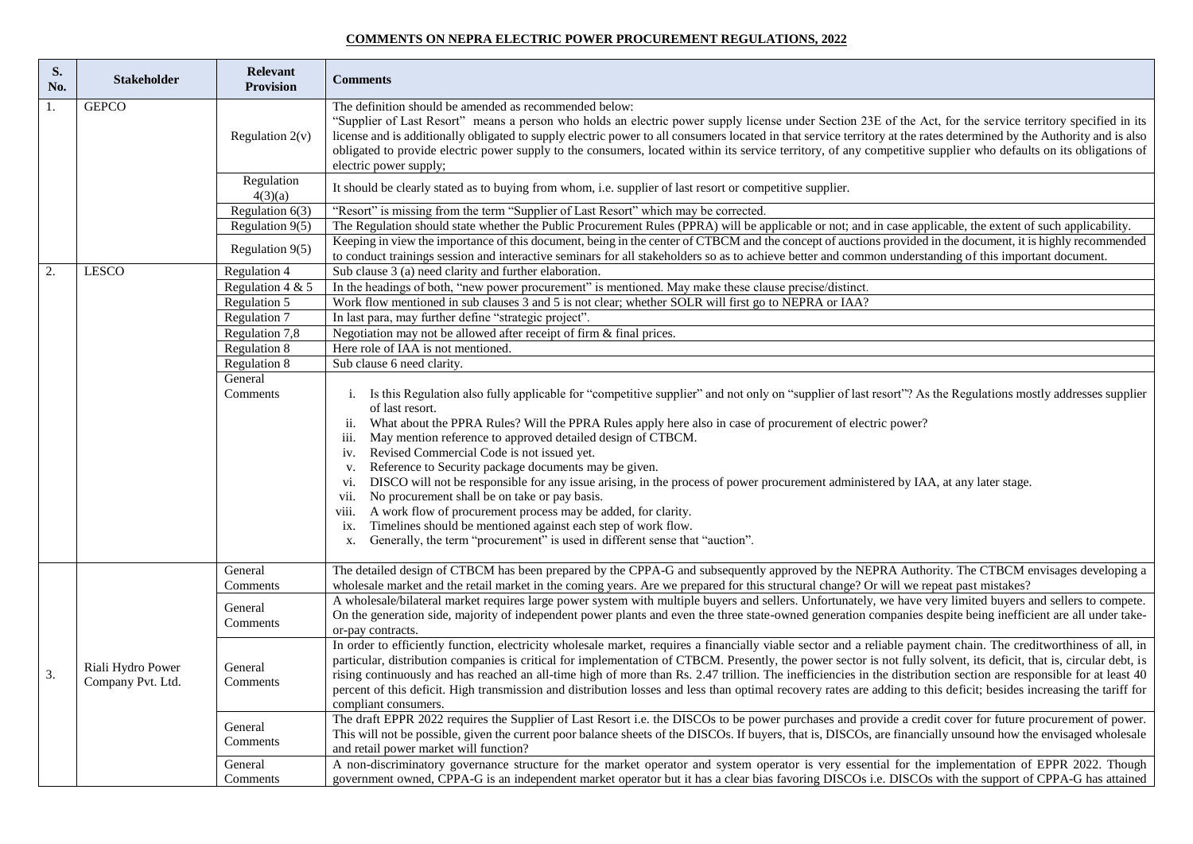**COMMENTS ON NEPRA ELECTRIC POWER PROCUREMENT REGULATIONS, 2022**

| S. No. | Stakeholder | Relevant Provision | Comments |
|---|---|---|---|
| 1. | GEPCO | Regulation 2(v) | The definition should be amended as recommended below:<br>"Supplier of Last Resort" means a person who holds an electric power supply license under Section 23E of the Act, for the service territory specified in its license and is additionally obligated to supply electric power to all consumers located in that service territory at the rates determined by the Authority and is also obligated to provide electric power supply to the consumers, located within its service territory, of any competitive supplier who defaults on its obligations of electric power supply; |
| | | Regulation 4(3)(a) | It should be clearly stated as to buying from whom, i.e. supplier of last resort or competitive supplier. |
| | | Regulation 6(3) | "Resort" is missing from the term "Supplier of Last Resort" which may be corrected. |
| | | Regulation 9(5) | The Regulation should state whether the Public Procurement Rules (PPRA) will be applicable or not; and in case applicable, the extent of such applicability. |
| | | Regulation 9(5) | Keeping in view the importance of this document, being in the center of CTBCM and the concept of auctions provided in the document, it is highly recommended to conduct trainings session and interactive seminars for all stakeholders so as to achieve better and common understanding of this important document. |
| 2. | LESCO | Regulation 4 | Sub clause 3 (a) need clarity and further elaboration. |
| | | Regulation 4 & 5 | In the headings of both, "new power procurement" is mentioned. May make these clause precise/distinct. |
| | | Regulation 5 | Work flow mentioned in sub clauses 3 and 5 is not clear; whether SOLR will first go to NEPRA or IAA? |
| | | Regulation 7 | In last para, may further define "strategic project". |
| | | Regulation 7,8 | Negotiation may not be allowed after receipt of firm & final prices. |
| | | Regulation 8 | Here role of IAA is not mentioned. |
| | | Regulation 8 | Sub clause 6 need clarity. |
| | | General Comments | i. Is this Regulation also fully applicable for "competitive supplier" and not only on "supplier of last resort"? As the Regulations mostly addresses supplier of last resort.<br>ii. What about the PPRA Rules? Will the PPRA Rules apply here also in case of procurement of electric power?<br>iii. May mention reference to approved detailed design of CTBCM.<br>iv. Revised Commercial Code is not issued yet.<br>v. Reference to Security package documents may be given.<br>vi. DISCO will not be responsible for any issue arising, in the process of power procurement administered by IAA, at any later stage.<br>vii. No procurement shall be on take or pay basis.<br>viii. A work flow of procurement process may be added, for clarity.<br>ix. Timelines should be mentioned against each step of work flow.<br>x. Generally, the term "procurement" is used in different sense that "auction". |
| 3. | Riali Hydro Power Company Pvt. Ltd. | General Comments | The detailed design of CTBCM has been prepared by the CPPA-G and subsequently approved by the NEPRA Authority. The CTBCM envisages developing a wholesale market and the retail market in the coming years. Are we prepared for this structural change? Or will we repeat past mistakes? |
| | | General Comments | A wholesale/bilateral market requires large power system with multiple buyers and sellers. Unfortunately, we have very limited buyers and sellers to compete. On the generation side, majority of independent power plants and even the three state-owned generation companies despite being inefficient are all under take-or-pay contracts. |
| | | General Comments | In order to efficiently function, electricity wholesale market, requires a financially viable sector and a reliable payment chain. The creditworthiness of all, in particular, distribution companies is critical for implementation of CTBCM. Presently, the power sector is not fully solvent, its deficit, that is, circular debt, is rising continuously and has reached an all-time high of more than Rs. 2.47 trillion. The inefficiencies in the distribution section are responsible for at least 40 percent of this deficit. High transmission and distribution losses and less than optimal recovery rates are adding to this deficit; besides increasing the tariff for compliant consumers. |
| | | General Comments | The draft EPPR 2022 requires the Supplier of Last Resort i.e. the DISCOs to be power purchases and provide a credit cover for future procurement of power. This will not be possible, given the current poor balance sheets of the DISCOs. If buyers, that is, DISCOs, are financially unsound how the envisaged wholesale and retail power market will function? |
| | | General Comments | A non-discriminatory governance structure for the market operator and system operator is very essential for the implementation of EPPR 2022. Though government owned, CPPA-G is an independent market operator but it has a clear bias favoring DISCOs i.e. DISCOs with the support of CPPA-G has attained |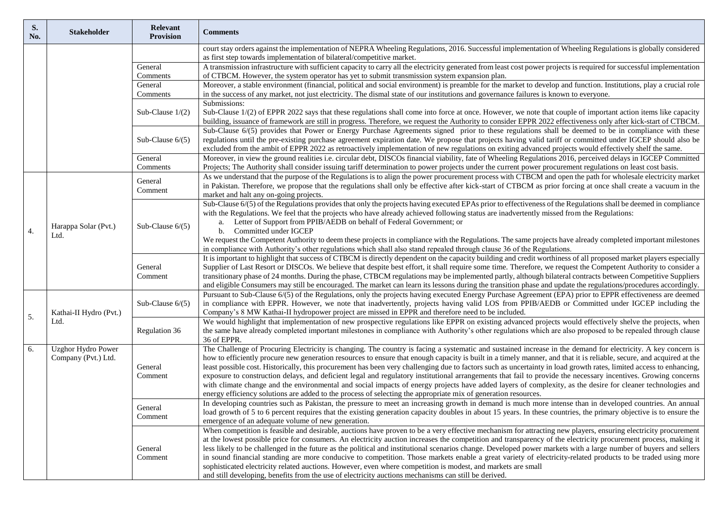| S. No. | Stakeholder | Relevant Provision | Comments |
|---|---|---|---|
| | | | court stay orders against the implementation of NEPRA Wheeling Regulations, 2016. Successful implementation of Wheeling Regulations is globally considered as first step towards implementation of bilateral/competitive market. |
| | | General Comments | A transmission infrastructure with sufficient capacity to carry all the electricity generated from least cost power projects is required for successful implementation of CTBCM. However, the system operator has yet to submit transmission system expansion plan. |
| | | General Comments | Moreover, a stable environment (financial, political and social environment) is preamble for the market to develop and function. Institutions, play a crucial role in the success of any market, not just electricity. The dismal state of our institutions and governance failures is known to everyone. |
| | | Sub-Clause 1/(2) | Submissions:<br>Sub-Clause 1/(2) of EPPR 2022 says that these regulations shall come into force at once. However, we note that couple of important action items like capacity building, issuance of framework are still in progress. Therefore, we request the Authority to consider EPPR 2022 effectiveness only after kick-start of CTBCM. |
| | | Sub-Clause 6/(5) | Sub-Clause 6/(5) provides that Power or Energy Purchase Agreements signed prior to these regulations shall be deemed to be in compliance with these regulations until the pre-existing purchase agreement expiration date. We propose that projects having valid tariff or committed under IGCEP should also be excluded from the ambit of EPPR 2022 as retroactively implementation of new regulations on exiting advanced projects would effectively shelf the same. |
| | | General Comments | Moreover, in view the ground realities i.e. circular debt, DISCOs financial viability, fate of Wheeling Regulations 2016, perceived delays in IGCEP Committed Projects; The Authority shall consider issuing tariff determination to power projects under the current power procurement regulations on least cost basis. |
| 4. | Harappa Solar (Pvt.) Ltd. | General Comment | As we understand that the purpose of the Regulations is to align the power procurement process with CTBCM and open the path for wholesale electricity market in Pakistan. Therefore, we propose that the regulations shall only be effective after kick-start of CTBCM as prior forcing at once shall create a vacuum in the market and halt any on-going projects. |
| | | Sub-Clause 6/(5) | Sub-Clause 6/(5) of the Regulations provides that only the projects having executed EPAs prior to effectiveness of the Regulations shall be deemed in compliance with the Regulations. We feel that the projects who have already achieved following status are inadvertently missed from the Regulations:<br>a. Letter of Support from PPIB/AEDB on behalf of Federal Government; or<br>b. Committed under IGCEP<br>We request the Competent Authority to deem these projects in compliance with the Regulations. The same projects have already completed important milestones in compliance with Authority's other regulations which shall also stand repealed through clause 36 of the Regulations. |
| | | General Comment | It is important to highlight that success of CTBCM is directly dependent on the capacity building and credit worthiness of all proposed market players especially Supplier of Last Resort or DISCOs. We believe that despite best effort, it shall require some time. Therefore, we request the Competent Authority to consider a transitionary phase of 24 months. During the phase, CTBCM regulations may be implemented partly, although bilateral contracts between Competitive Suppliers and eligible Consumers may still be encouraged. The market can learn its lessons during the transition phase and update the regulations/procedures accordingly. |
| 5. | Kathai-II Hydro (Pvt.) Ltd. | Sub-Clause 6/(5) | Pursuant to Sub-Clause 6/(5) of the Regulations, only the projects having executed Energy Purchase Agreement (EPA) prior to EPPR effectiveness are deemed in compliance with EPPR. However, we note that inadvertently, projects having valid LOS from PPIB/AEDB or Committed under IGCEP including the Company's 8 MW Kathai-II hydropower project are missed in EPPR and therefore need to be included. |
| | | Regulation 36 | We would highlight that implementation of new prospective regulations like EPPR on existing advanced projects would effectively shelve the projects, when the same have already completed important milestones in compliance with Authority's other regulations which are also proposed to be repealed through clause 36 of EPPR. |
| 6. | Uzghor Hydro Power Company (Pvt.) Ltd. | General Comment | The Challenge of Procuring Electricity is changing. The country is facing a systematic and sustained increase in the demand for electricity. A key concern is how to efficiently procure new generation resources to ensure that enough capacity is built in a timely manner, and that it is reliable, secure, and acquired at the least possible cost. Historically, this procurement has been very challenging due to factors such as uncertainty in load growth rates, limited access to enhancing, exposure to construction delays, and deficient legal and regulatory institutional arrangements that fail to provide the necessary incentives. Growing concerns with climate change and the environmental and social impacts of energy projects have added layers of complexity, as the desire for cleaner technologies and energy efficiency solutions are added to the process of selecting the appropriate mix of generation resources. |
| | | General Comment | In developing countries such as Pakistan, the pressure to meet an increasing growth in demand is much more intense than in developed countries. An annual load growth of 5 to 6 percent requires that the existing generation capacity doubles in about 15 years. In these countries, the primary objective is to ensure the emergence of an adequate volume of new generation. |
| | | General Comment | When competition is feasible and desirable, auctions have proven to be a very effective mechanism for attracting new players, ensuring electricity procurement at the lowest possible price for consumers. An electricity auction increases the competition and transparency of the electricity procurement process, making it less likely to be challenged in the future as the political and institutional scenarios change. Developed power markets with a large number of buyers and sellers in sound financial standing are more conducive to competition. Those markets enable a great variety of electricity-related products to be traded using more sophisticated electricity related auctions. However, even where competition is modest, and markets are small and still developing, benefits from the use of electricity auctions mechanisms can still be derived. |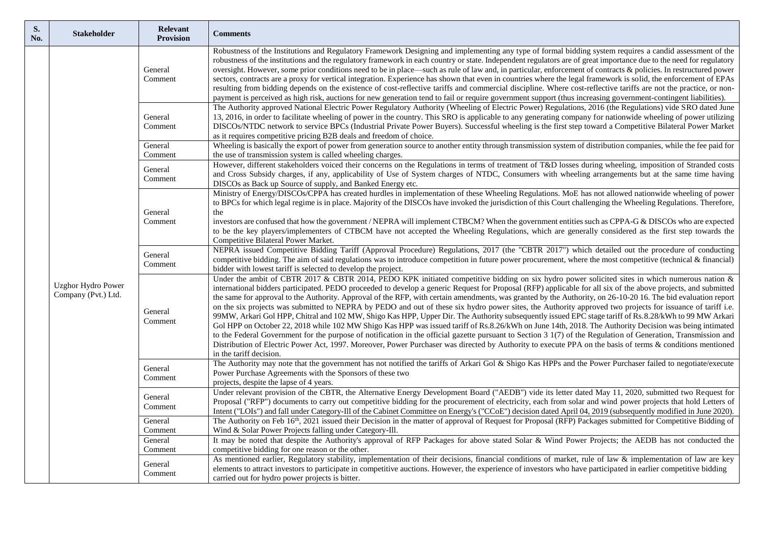| S. No. | Stakeholder | Relevant Provision | Comments |
|---|---|---|---|
| | Uzghor Hydro Power Company (Pvt.) Ltd. | General Comment | Robustness of the Institutions and Regulatory Framework Designing and implementing any type of formal bidding system requires a candid assessment of the robustness of the institutions and the regulatory framework in each country or state. Independent regulators are of great importance due to the need for regulatory oversight. However, some prior conditions need to be in place—such as rule of law and, in particular, enforcement of contracts & policies. In restructured power sectors, contracts are a proxy for vertical integration. Experience has shown that even in countries where the legal framework is solid, the enforcement of EPAs resulting from bidding depends on the existence of cost-reflective tariffs and commercial discipline. Where cost-reflective tariffs are not the practice, or non-payment is perceived as high risk, auctions for new generation tend to fail or require government support (thus increasing government-contingent liabilities). |
| | | General Comment | The Authority approved National Electric Power Regulatory Authority (Wheeling of Electric Power) Regulations, 2016 (the Regulations) vide SRO dated June 13, 2016, in order to facilitate wheeling of power in the country. This SRO is applicable to any generating company for nationwide wheeling of power utilizing DISCOs/NTDC network to service BPCs (Industrial Private Power Buyers). Successful wheeling is the first step toward a Competitive Bilateral Power Market as it requires competitive pricing B2B deals and freedom of choice. |
| | | General Comment | Wheeling is basically the export of power from generation source to another entity through transmission system of distribution companies, while the fee paid for the use of transmission system is called wheeling charges. |
| | | General Comment | However, different stakeholders voiced their concerns on the Regulations in terms of treatment of T&D losses during wheeling, imposition of Stranded costs and Cross Subsidy charges, if any, applicability of Use of System charges of NTDC, Consumers with wheeling arrangements but at the same time having DISCOs as Back up Source of supply, and Banked Energy etc. |
| | | General Comment | Ministry of Energy/DISCOs/CPPA has created hurdles in implementation of these Wheeling Regulations. MoE has not allowed nationwide wheeling of power to BPCs for which legal regime is in place. Majority of the DISCOs have invoked the jurisdiction of this Court challenging the Wheeling Regulations. Therefore, the investors are confused that how the government / NEPRA will implement CTBCM? When the government entities such as CPPA-G & DISCOs who are expected to be the key players/implementers of CTBCM have not accepted the Wheeling Regulations, which are generally considered as the first step towards the Competitive Bilateral Power Market. |
| | | General Comment | NEPRA issued Competitive Bidding Tariff (Approval Procedure) Regulations, 2017 (the "CBTR 2017") which detailed out the procedure of conducting competitive bidding. The aim of said regulations was to introduce competition in future power procurement, where the most competitive (technical & financial) bidder with lowest tariff is selected to develop the project. |
| | | General Comment | Under the ambit of CBTR 2017 & CBTR 2014, PEDO KPK initiated competitive bidding on six hydro power solicited sites in which numerous nation & international bidders participated. PEDO proceeded to develop a generic Request for Proposal (RFP) applicable for all six of the above projects, and submitted the same for approval to the Authority. Approval of the RFP, with certain amendments, was granted by the Authority, on 26-10-20 16. The bid evaluation report on the six projects was submitted to NEPRA by PEDO and out of these six hydro power sites, the Authority approved two projects for issuance of tariff i.e. 99MW, Arkari Gol HPP, Chitral and 102 MW, Shigo Kas HPP, Upper Dir. The Authority subsequently issued EPC stage tariff of Rs.8.28/kWh to 99 MW Arkari Gol HPP on October 22, 2018 while 102 MW Shigo Kas HPP was issued tariff of Rs.8.26/kWh on June 14th, 2018. The Authority Decision was being intimated to the Federal Government for the purpose of notification in the official gazette pursuant to Section 3 1(7) of the Regulation of Generation, Transmission and Distribution of Electric Power Act, 1997. Moreover, Power Purchaser was directed by Authority to execute PPA on the basis of terms & conditions mentioned in the tariff decision. |
| | | General Comment | The Authority may note that the government has not notified the tariffs of Arkari Gol & Shigo Kas HPPs and the Power Purchaser failed to negotiate/execute Power Purchase Agreements with the Sponsors of these two projects, despite the lapse of 4 years. |
| | | General Comment | Under relevant provision of the CBTR, the Alternative Energy Development Board ("AEDB") vide its letter dated May 11, 2020, submitted two Request for Proposal ("RFP") documents to carry out competitive bidding for the procurement of electricity, each from solar and wind power projects that hold Letters of Intent ("LOIs") and fall under Category-Ill of the Cabinet Committee on Energy's ("CCoE") decision dated April 04, 2019 (subsequently modified in June 2020). |
| | | General Comment | The Authority on Feb 16th, 2021 issued their Decision in the matter of approval of Request for Proposal (RFP) Packages submitted for Competitive Bidding of Wind & Solar Power Projects falling under Category-Ill. |
| | | General Comment | It may be noted that despite the Authority's approval of RFP Packages for above stated Solar & Wind Power Projects; the AEDB has not conducted the competitive bidding for one reason or the other. |
| | | General Comment | As mentioned earlier, Regulatory stability, implementation of their decisions, financial conditions of market, rule of law & implementation of law are key elements to attract investors to participate in competitive auctions. However, the experience of investors who have participated in earlier competitive bidding carried out for hydro power projects is bitter. |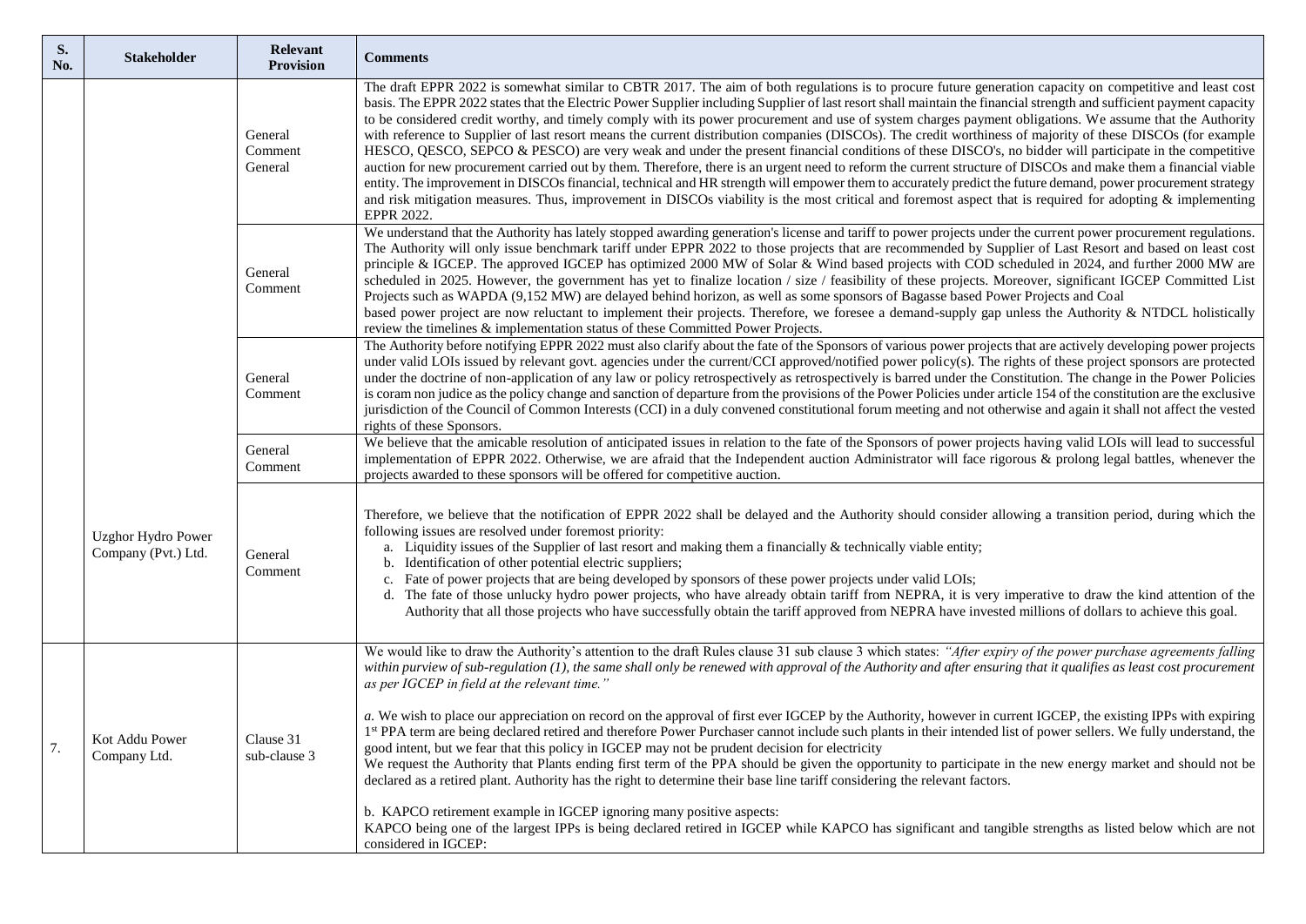| S. No. | Stakeholder | Relevant Provision | Comments |
|---|---|---|---|
| | Uzghor Hydro Power Company (Pvt.) Ltd. | General Comment General | The draft EPPR 2022 is somewhat similar to CBTR 2017. The aim of both regulations is to procure future generation capacity on competitive and least cost basis. The EPPR 2022 states that the Electric Power Supplier including Supplier of last resort shall maintain the financial strength and sufficient payment capacity to be considered credit worthy, and timely comply with its power procurement and use of system charges payment obligations. We assume that the Authority with reference to Supplier of last resort means the current distribution companies (DISCOs). The credit worthiness of majority of these DISCOs (for example HESCO, QESCO, SEPCO & PESCO) are very weak and under the present financial conditions of these DISCO's, no bidder will participate in the competitive auction for new procurement carried out by them. Therefore, there is an urgent need to reform the current structure of DISCOs and make them a financial viable entity. The improvement in DISCOs financial, technical and HR strength will empower them to accurately predict the future demand, power procurement strategy and risk mitigation measures. Thus, improvement in DISCOs viability is the most critical and foremost aspect that is required for adopting & implementing EPPR 2022. |
| | | General Comment | We understand that the Authority has lately stopped awarding generation's license and tariff to power projects under the current power procurement regulations. The Authority will only issue benchmark tariff under EPPR 2022 to those projects that are recommended by Supplier of Last Resort and based on least cost principle & IGCEP. The approved IGCEP has optimized 2000 MW of Solar & Wind based projects with COD scheduled in 2024, and further 2000 MW are scheduled in 2025. However, the government has yet to finalize location / size / feasibility of these projects. Moreover, significant IGCEP Committed List Projects such as WAPDA (9,152 MW) are delayed behind horizon, as well as some sponsors of Bagasse based Power Projects and Coal based power project are now reluctant to implement their projects. Therefore, we foresee a demand-supply gap unless the Authority & NTDCL holistically review the timelines & implementation status of these Committed Power Projects. |
| | | General Comment | The Authority before notifying EPPR 2022 must also clarify about the fate of the Sponsors of various power projects that are actively developing power projects under valid LOIs issued by relevant govt. agencies under the current/CCI approved/notified power policy(s). The rights of these project sponsors are protected under the doctrine of non-application of any law or policy retrospectively as retrospectively is barred under the Constitution. The change in the Power Policies is coram non judice as the policy change and sanction of departure from the provisions of the Power Policies under article 154 of the constitution are the exclusive jurisdiction of the Council of Common Interests (CCI) in a duly convened constitutional forum meeting and not otherwise and again it shall not affect the vested rights of these Sponsors. |
| | | General Comment | We believe that the amicable resolution of anticipated issues in relation to the fate of the Sponsors of power projects having valid LOIs will lead to successful implementation of EPPR 2022. Otherwise, we are afraid that the Independent auction Administrator will face rigorous & prolong legal battles, whenever the projects awarded to these sponsors will be offered for competitive auction. |
| | | General Comment | Therefore, we believe that the notification of EPPR 2022 shall be delayed and the Authority should consider allowing a transition period, during which the following issues are resolved under foremost priority:<br>a. Liquidity issues of the Supplier of last resort and making them a financially & technically viable entity;<br>b. Identification of other potential electric suppliers;<br>c. Fate of power projects that are being developed by sponsors of these power projects under valid LOIs;<br>d. The fate of those unlucky hydro power projects, who have already obtain tariff from NEPRA, it is very imperative to draw the kind attention of the Authority that all those projects who have successfully obtain the tariff approved from NEPRA have invested millions of dollars to achieve this goal. |
| 7. | Kot Addu Power Company Ltd. | Clause 31 sub-clause 3 | We would like to draw the Authority's attention to the draft Rules clause 31 sub clause 3 which states: *"After expiry of the power purchase agreements falling within purview of sub-regulation (1), the same shall only be renewed with approval of the Authority and after ensuring that it qualifies as least cost procurement as per IGCEP in field at the relevant time."*<br><br>*a.* We wish to place our appreciation on record on the approval of first ever IGCEP by the Authority, however in current IGCEP, the existing IPPs with expiring 1st PPA term are being declared retired and therefore Power Purchaser cannot include such plants in their intended list of power sellers. We fully understand, the good intent, but we fear that this policy in IGCEP may not be prudent decision for electricity<br>We request the Authority that Plants ending first term of the PPA should be given the opportunity to participate in the new energy market and should not be declared as a retired plant. Authority has the right to determine their base line tariff considering the relevant factors.<br><br>b. KAPCO retirement example in IGCEP ignoring many positive aspects:<br>KAPCO being one of the largest IPPs is being declared retired in IGCEP while KAPCO has significant and tangible strengths as listed below which are not considered in IGCEP: |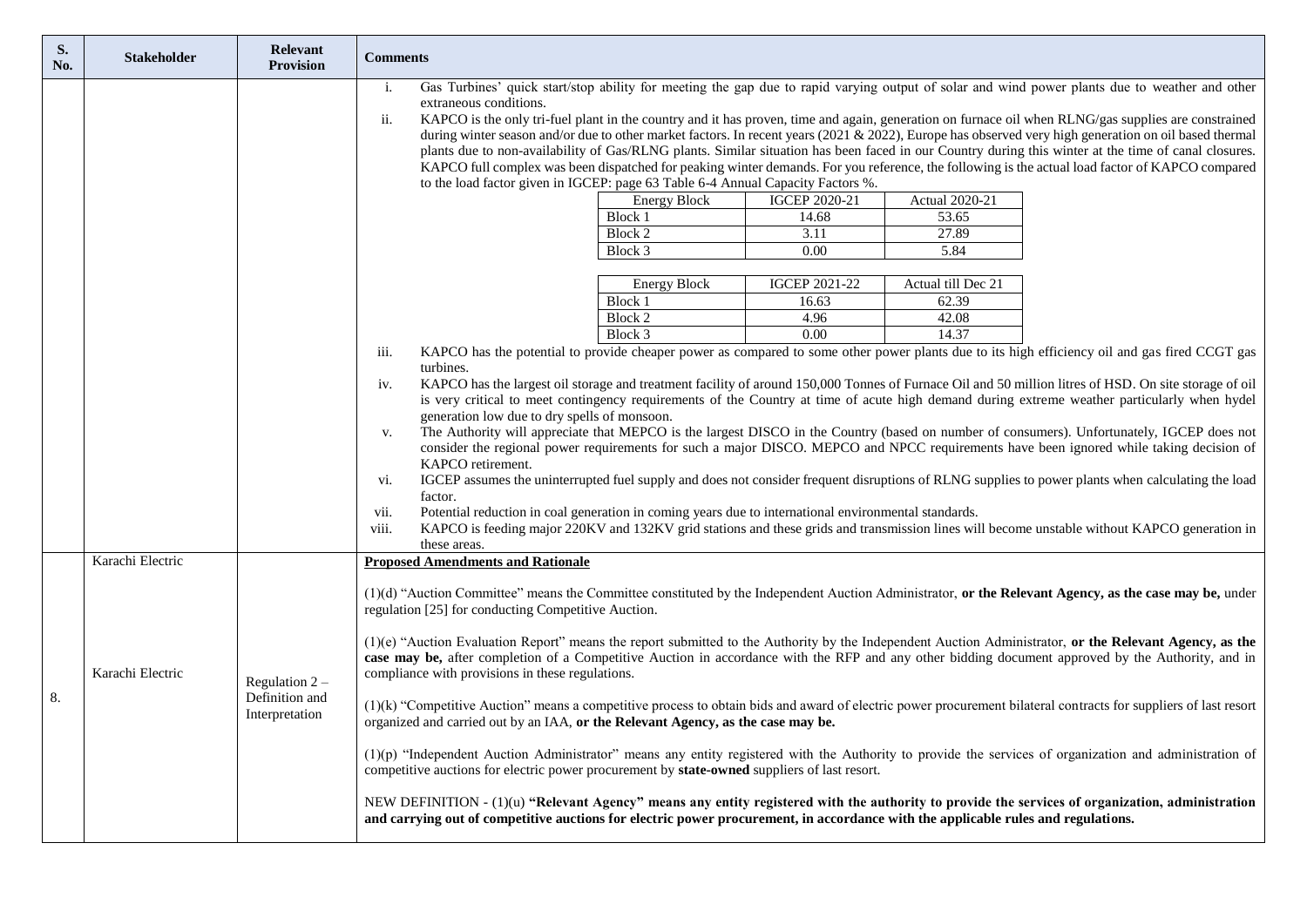| S. No. | Stakeholder | Relevant Provision | Comments |
|---|---|---|---|
| | | | i. Gas Turbines' quick start/stop ability for meeting the gap due to rapid varying output of solar and wind power plants due to weather and other extraneous conditions.<br>ii. KAPCO is the only tri-fuel plant in the country and it has proven, time and again, generation on furnace oil when RLNG/gas supplies are constrained during winter season and/or due to other market factors. In recent years (2021 & 2022), Europe has observed very high generation on oil based thermal plants due to non-availability of Gas/RLNG plants. Similar situation has been faced in our Country during this winter at the time of canal closures. KAPCO full complex was been dispatched for peaking winter demands. For you reference, the following is the actual load factor of KAPCO compared to the load factor given in IGCEP: page 63 Table 6-4 Annual Capacity Factors %.<br><br>Energy Block / IGCEP 2020-21 / Actual 2020-21:<br>Block 1: 14.68 / 53.65<br>Block 2: 3.11 / 27.89<br>Block 3: 0.00 / 5.84<br><br>Energy Block / IGCEP 2021-22 / Actual till Dec 21:<br>Block 1: 16.63 / 62.39<br>Block 2: 4.96 / 42.08<br>Block 3: 0.00 / 14.37<br><br>iii. KAPCO has the potential to provide cheaper power as compared to some other power plants due to its high efficiency oil and gas fired CCGT gas turbines.<br>iv. KAPCO has the largest oil storage and treatment facility of around 150,000 Tonnes of Furnace Oil and 50 million litres of HSD. On site storage of oil is very critical to meet contingency requirements of the Country at time of acute high demand during extreme weather particularly when hydel generation low due to dry spells of monsoon.<br>v. The Authority will appreciate that MEPCO is the largest DISCO in the Country (based on number of consumers). Unfortunately, IGCEP does not consider the regional power requirements for such a major DISCO. MEPCO and NPCC requirements have been ignored while taking decision of KAPCO retirement.<br>vi. IGCEP assumes the uninterrupted fuel supply and does not consider frequent disruptions of RLNG supplies to power plants when calculating the load factor.<br>vii. Potential reduction in coal generation in coming years due to international environmental standards.<br>viii. KAPCO is feeding major 220KV and 132KV grid stations and these grids and transmission lines will become unstable without KAPCO generation in these areas. |
| 8. | Karachi Electric<br><br>Karachi Electric | Regulation 2 – Definition and Interpretation | **Proposed Amendments and Rationale**<br><br>(1)(d) "Auction Committee" means the Committee constituted by the Independent Auction Administrator, **or the Relevant Agency, as the case may be,** under regulation [25] for conducting Competitive Auction.<br><br>(1)(e) "Auction Evaluation Report" means the report submitted to the Authority by the Independent Auction Administrator, **or the Relevant Agency, as the case may be,** after completion of a Competitive Auction in accordance with the RFP and any other bidding document approved by the Authority, and in compliance with provisions in these regulations.<br><br>(1)(k) "Competitive Auction" means a competitive process to obtain bids and award of electric power procurement bilateral contracts for suppliers of last resort organized and carried out by an IAA, **or the Relevant Agency, as the case may be.**<br><br>(1)(p) "Independent Auction Administrator" means any entity registered with the Authority to provide the services of organization and administration of competitive auctions for electric power procurement by **state-owned** suppliers of last resort.<br><br>NEW DEFINITION - (1)(u) **"Relevant Agency" means any entity registered with the authority to provide the services of organization, administration and carrying out of competitive auctions for electric power procurement, in accordance with the applicable rules and regulations.** |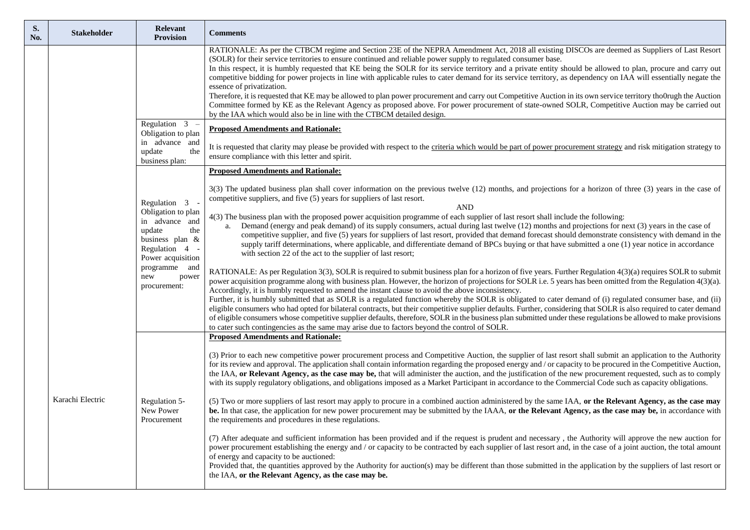| S. No. | Stakeholder | Relevant Provision | Comments |
|---|---|---|---|
| | | | RATIONALE: As per the CTBCM regime and Section 23E of the NEPRA Amendment Act, 2018 all existing DISCOs are deemed as Suppliers of Last Resort (SOLR) for their service territories to ensure continued and reliable power supply to regulated consumer base.<br>In this respect, it is humbly requested that KE being the SOLR for its service territory and a private entity should be allowed to plan, procure and carry out competitive bidding for power projects in line with applicable rules to cater demand for its service territory, as dependency on IAA will essentially negate the essence of privatization.<br>Therefore, it is requested that KE may be allowed to plan power procurement and carry out Competitive Auction in its own service territory tho0rugh the Auction Committee formed by KE as the Relevant Agency as proposed above. For power procurement of state-owned SOLR, Competitive Auction may be carried out by the IAA which would also be in line with the CTBCM detailed design. |
| | | Regulation 3 – Obligation to plan in advance and update the business plan: | **Proposed Amendments and Rationale:**<br><br>It is requested that clarity may please be provided with respect to the criteria which would be part of power procurement strategy and risk mitigation strategy to ensure compliance with this letter and spirit. |
| | | Regulation 3 - Obligation to plan in advance and update the business plan & Regulation 4 - Power acquisition programme and new power procurement: | **Proposed Amendments and Rationale:**<br><br>3(3) The updated business plan shall cover information on the previous twelve (12) months, and projections for a horizon of three (3) years in the case of competitive suppliers, and five (5) years for suppliers of last resort.<br>AND<br>4(3) The business plan with the proposed power acquisition programme of each supplier of last resort shall include the following:<br>a. Demand (energy and peak demand) of its supply consumers, actual during last twelve (12) months and projections for next (3) years in the case of competitive supplier, and five (5) years for suppliers of last resort, provided that demand forecast should demonstrate consistency with demand in the supply tariff determinations, where applicable, and differentiate demand of BPCs buying or that have submitted a one (1) year notice in accordance with section 22 of the act to the supplier of last resort;<br><br>RATIONALE: As per Regulation 3(3), SOLR is required to submit business plan for a horizon of five years. Further Regulation 4(3)(a) requires SOLR to submit power acquisition programme along with business plan. However, the horizon of projections for SOLR i.e. 5 years has been omitted from the Regulation 4(3)(a). Accordingly, it is humbly requested to amend the instant clause to avoid the above inconsistency.<br>Further, it is humbly submitted that as SOLR is a regulated function whereby the SOLR is obligated to cater demand of (i) regulated consumer base, and (ii) eligible consumers who had opted for bilateral contracts, but their competitive supplier defaults. Further, considering that SOLR is also required to cater demand of eligible consumers whose competitive supplier defaults, therefore, SOLR in the business plan submitted under these regulations be allowed to make provisions to cater such contingencies as the same may arise due to factors beyond the control of SOLR. |
| | Karachi Electric | Regulation 5- New Power Procurement | **Proposed Amendments and Rationale:**<br><br>(3) Prior to each new competitive power procurement process and Competitive Auction, the supplier of last resort shall submit an application to the Authority for its review and approval. The application shall contain information regarding the proposed energy and / or capacity to be procured in the Competitive Auction, the IAA, **or Relevant Agency, as the case may be,** that will administer the auction, and the justification of the new procurement requested, such as to comply with its supply regulatory obligations, and obligations imposed as a Market Participant in accordance to the Commercial Code such as capacity obligations.<br><br>(5) Two or more suppliers of last resort may apply to procure in a combined auction administered by the same IAA, **or the Relevant Agency, as the case may be.** In that case, the application for new power procurement may be submitted by the IAAA, **or the Relevant Agency, as the case may be,** in accordance with the requirements and procedures in these regulations.<br><br>(7) After adequate and sufficient information has been provided and if the request is prudent and necessary , the Authority will approve the new auction for power procurement establishing the energy and / or capacity to be contracted by each supplier of last resort and, in the case of a joint auction, the total amount of energy and capacity to be auctioned:<br>Provided that, the quantities approved by the Authority for auction(s) may be different than those submitted in the application by the suppliers of last resort or the IAA, **or the Relevant Agency, as the case may be.** |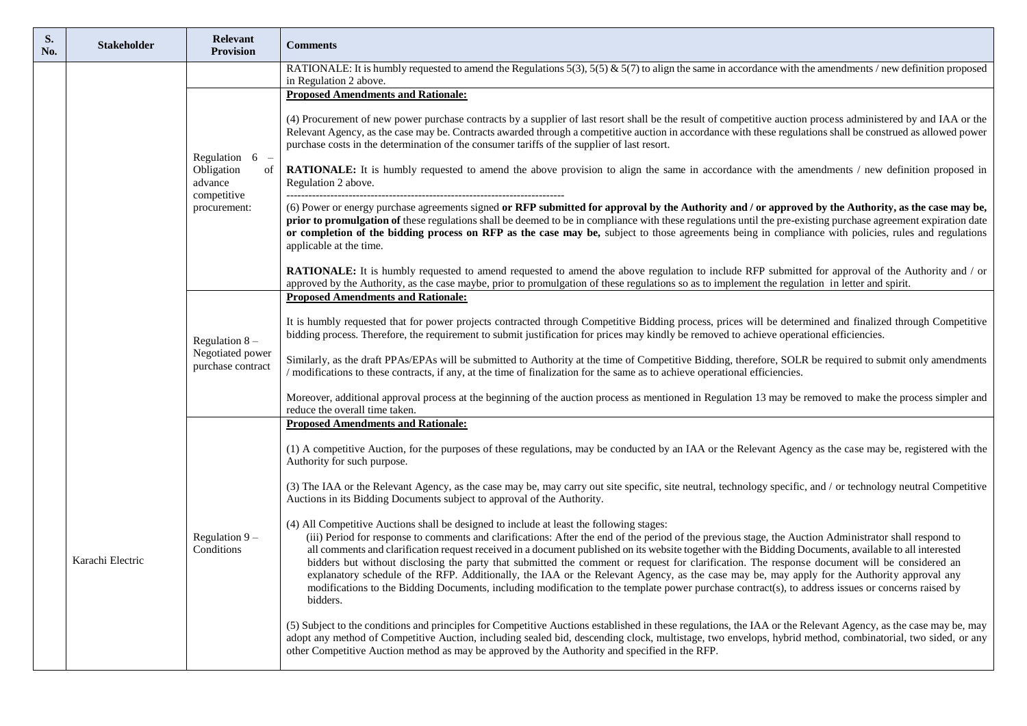| S. No. | Stakeholder | Relevant Provision | Comments |
|---|---|---|---|
| | Karachi Electric | | RATIONALE: It is humbly requested to amend the Regulations 5(3), 5(5) & 5(7) to align the same in accordance with the amendments / new definition proposed in Regulation 2 above. |
| | | Regulation 6 – Obligation of advance competitive procurement: | **Proposed Amendments and Rationale:**<br><br>(4) Procurement of new power purchase contracts by a supplier of last resort shall be the result of competitive auction process administered by and IAA or the Relevant Agency, as the case may be. Contracts awarded through a competitive auction in accordance with these regulations shall be construed as allowed power purchase costs in the determination of the consumer tariffs of the supplier of last resort.<br><br>**RATIONALE:** It is humbly requested to amend the above provision to align the same in accordance with the amendments / new definition proposed in Regulation 2 above.<br>---------------------------------------------------------------------------<br>(6) Power or energy purchase agreements signed **or RFP submitted for approval by the Authority and / or approved by the Authority, as the case may be, prior to promulgation of** these regulations shall be deemed to be in compliance with these regulations until the pre-existing purchase agreement expiration date **or completion of the bidding process on RFP as the case may be,** subject to those agreements being in compliance with policies, rules and regulations applicable at the time.<br><br>**RATIONALE:** It is humbly requested to amend requested to amend the above regulation to include RFP submitted for approval of the Authority and / or approved by the Authority, as the case maybe, prior to promulgation of these regulations so as to implement the regulation in letter and spirit. |
| | | Regulation 8 – Negotiated power purchase contract | **Proposed Amendments and Rationale:**<br><br>It is humbly requested that for power projects contracted through Competitive Bidding process, prices will be determined and finalized through Competitive bidding process. Therefore, the requirement to submit justification for prices may kindly be removed to achieve operational efficiencies.<br><br>Similarly, as the draft PPAs/EPAs will be submitted to Authority at the time of Competitive Bidding, therefore, SOLR be required to submit only amendments / modifications to these contracts, if any, at the time of finalization for the same as to achieve operational efficiencies.<br><br>Moreover, additional approval process at the beginning of the auction process as mentioned in Regulation 13 may be removed to make the process simpler and reduce the overall time taken. |
| | | Regulation 9 – Conditions | **Proposed Amendments and Rationale:**<br><br>(1) A competitive Auction, for the purposes of these regulations, may be conducted by an IAA or the Relevant Agency as the case may be, registered with the Authority for such purpose.<br><br>(3) The IAA or the Relevant Agency, as the case may be, may carry out site specific, site neutral, technology specific, and / or technology neutral Competitive Auctions in its Bidding Documents subject to approval of the Authority.<br><br>(4) All Competitive Auctions shall be designed to include at least the following stages:<br>(iii) Period for response to comments and clarifications: After the end of the period of the previous stage, the Auction Administrator shall respond to all comments and clarification request received in a document published on its website together with the Bidding Documents, available to all interested bidders but without disclosing the party that submitted the comment or request for clarification. The response document will be considered an explanatory schedule of the RFP. Additionally, the IAA or the Relevant Agency, as the case may be, may apply for the Authority approval any modifications to the Bidding Documents, including modification to the template power purchase contract(s), to address issues or concerns raised by bidders.<br><br>(5) Subject to the conditions and principles for Competitive Auctions established in these regulations, the IAA or the Relevant Agency, as the case may be, may adopt any method of Competitive Auction, including sealed bid, descending clock, multistage, two envelops, hybrid method, combinatorial, two sided, or any other Competitive Auction method as may be approved by the Authority and specified in the RFP. |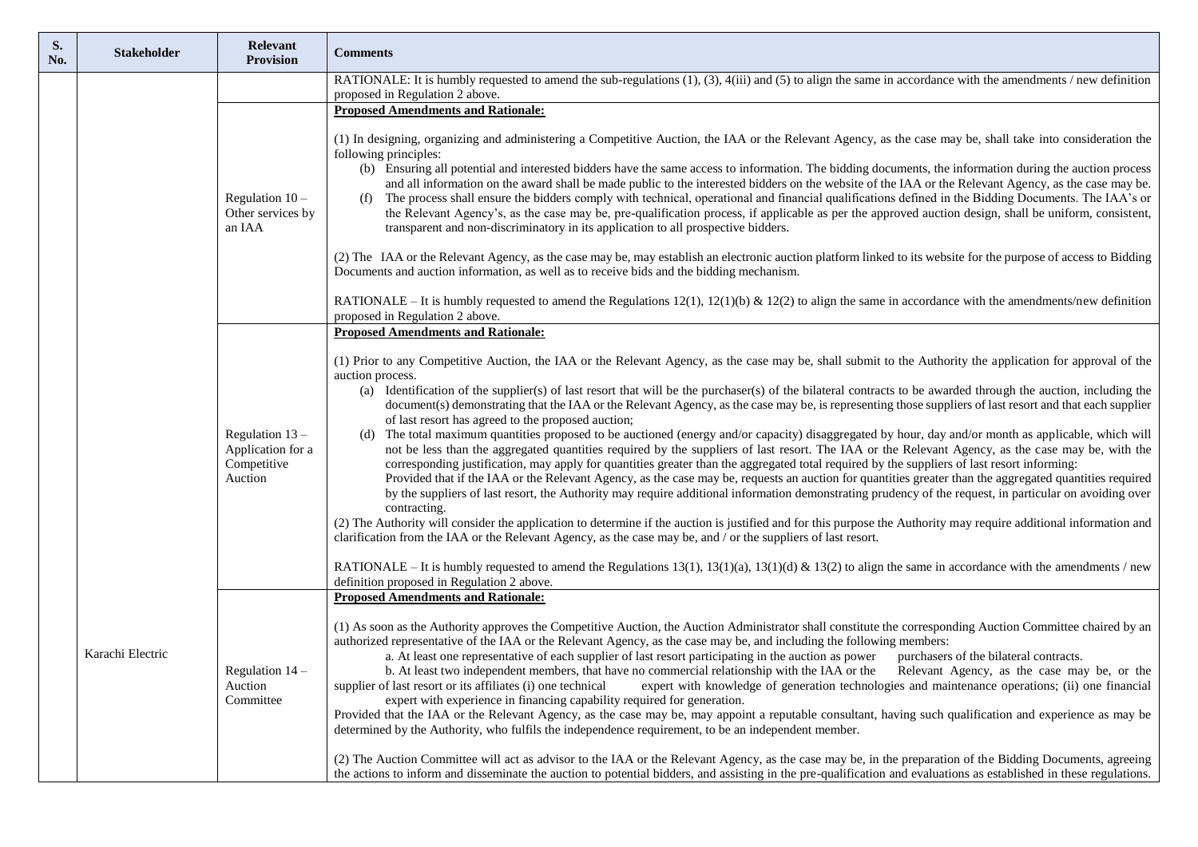| S. No. | Stakeholder | Relevant Provision | Comments |
|---|---|---|---|
| | Karachi Electric | | RATIONALE: It is humbly requested to amend the sub-regulations (1), (3), 4(iii) and (5) to align the same in accordance with the amendments / new definition proposed in Regulation 2 above. |
| | | Regulation 10 – Other services by an IAA | **Proposed Amendments and Rationale:**<br><br>(1) In designing, organizing and administering a Competitive Auction, the IAA or the Relevant Agency, as the case may be, shall take into consideration the following principles:<br>(b) Ensuring all potential and interested bidders have the same access to information. The bidding documents, the information during the auction process and all information on the award shall be made public to the interested bidders on the website of the IAA or the Relevant Agency, as the case may be.<br>(f) The process shall ensure the bidders comply with technical, operational and financial qualifications defined in the Bidding Documents. The IAA's or the Relevant Agency's, as the case may be, pre-qualification process, if applicable as per the approved auction design, shall be uniform, consistent, transparent and non-discriminatory in its application to all prospective bidders.<br><br>(2) The IAA or the Relevant Agency, as the case may be, may establish an electronic auction platform linked to its website for the purpose of access to Bidding Documents and auction information, as well as to receive bids and the bidding mechanism.<br><br>RATIONALE – It is humbly requested to amend the Regulations 12(1), 12(1)(b) & 12(2) to align the same in accordance with the amendments/new definition proposed in Regulation 2 above. |
| | | Regulation 13 – Application for a Competitive Auction | **Proposed Amendments and Rationale:**<br><br>(1) Prior to any Competitive Auction, the IAA or the Relevant Agency, as the case may be, shall submit to the Authority the application for approval of the auction process.<br>(a) Identification of the supplier(s) of last resort that will be the purchaser(s) of the bilateral contracts to be awarded through the auction, including the document(s) demonstrating that the IAA or the Relevant Agency, as the case may be, is representing those suppliers of last resort and that each supplier of last resort has agreed to the proposed auction;<br>(d) The total maximum quantities proposed to be auctioned (energy and/or capacity) disaggregated by hour, day and/or month as applicable, which will not be less than the aggregated quantities required by the suppliers of last resort. The IAA or the Relevant Agency, as the case may be, with the corresponding justification, may apply for quantities greater than the aggregated total required by the suppliers of last resort informing:<br>Provided that if the IAA or the Relevant Agency, as the case may be, requests an auction for quantities greater than the aggregated quantities required by the suppliers of last resort, the Authority may require additional information demonstrating prudency of the request, in particular on avoiding over contracting.<br>(2) The Authority will consider the application to determine if the auction is justified and for this purpose the Authority may require additional information and clarification from the IAA or the Relevant Agency, as the case may be, and / or the suppliers of last resort.<br><br>RATIONALE – It is humbly requested to amend the Regulations 13(1), 13(1)(a), 13(1)(d) & 13(2) to align the same in accordance with the amendments / new definition proposed in Regulation 2 above. |
| | | Regulation 14 – Auction Committee | **Proposed Amendments and Rationale:**<br><br>(1) As soon as the Authority approves the Competitive Auction, the Auction Administrator shall constitute the corresponding Auction Committee chaired by an authorized representative of the IAA or the Relevant Agency, as the case may be, and including the following members:<br>a. At least one representative of each supplier of last resort participating in the auction as power purchasers of the bilateral contracts.<br>b. At least two independent members, that have no commercial relationship with the IAA or the Relevant Agency, as the case may be, or the supplier of last resort or its affiliates (i) one technical expert with knowledge of generation technologies and maintenance operations; (ii) one financial expert with experience in financing capability required for generation.<br>Provided that the IAA or the Relevant Agency, as the case may be, may appoint a reputable consultant, having such qualification and experience as may be determined by the Authority, who fulfils the independence requirement, to be an independent member.<br><br>(2) The Auction Committee will act as advisor to the IAA or the Relevant Agency, as the case may be, in the preparation of the Bidding Documents, agreeing the actions to inform and disseminate the auction to potential bidders, and assisting in the pre-qualification and evaluations as established in these regulations. |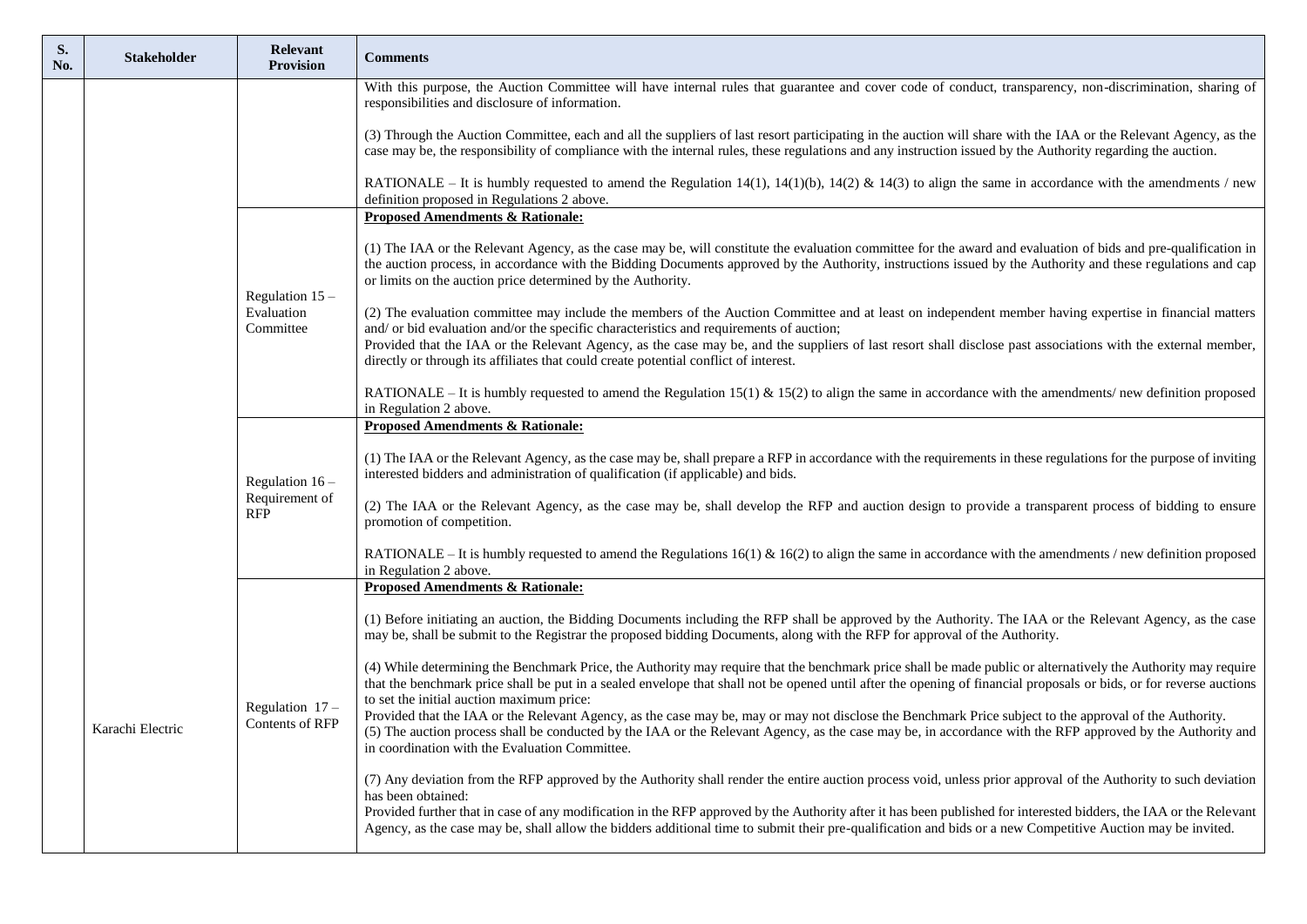| S. No. | Stakeholder | Relevant Provision | Comments |
|---|---|---|---|
| | | | With this purpose, the Auction Committee will have internal rules that guarantee and cover code of conduct, transparency, non-discrimination, sharing of responsibilities and disclosure of information.<br><br>(3) Through the Auction Committee, each and all the suppliers of last resort participating in the auction will share with the IAA or the Relevant Agency, as the case may be, the responsibility of compliance with the internal rules, these regulations and any instruction issued by the Authority regarding the auction.<br><br>RATIONALE – It is humbly requested to amend the Regulation 14(1), 14(1)(b), 14(2) & 14(3) to align the same in accordance with the amendments / new definition proposed in Regulations 2 above. |
| | | Regulation 15 – Evaluation Committee | **<u>Proposed Amendments & Rationale:</u>**<br><br>(1) The IAA or the Relevant Agency, as the case may be, will constitute the evaluation committee for the award and evaluation of bids and pre-qualification in the auction process, in accordance with the Bidding Documents approved by the Authority, instructions issued by the Authority and these regulations and cap or limits on the auction price determined by the Authority.<br><br>(2) The evaluation committee may include the members of the Auction Committee and at least on independent member having expertise in financial matters and/ or bid evaluation and/or the specific characteristics and requirements of auction;<br>Provided that the IAA or the Relevant Agency, as the case may be, and the suppliers of last resort shall disclose past associations with the external member, directly or through its affiliates that could create potential conflict of interest.<br><br>RATIONALE – It is humbly requested to amend the Regulation 15(1) & 15(2) to align the same in accordance with the amendments/ new definition proposed in Regulation 2 above. |
| | | Regulation 16 – Requirement of RFP | **<u>Proposed Amendments & Rationale:</u>**<br><br>(1) The IAA or the Relevant Agency, as the case may be, shall prepare a RFP in accordance with the requirements in these regulations for the purpose of inviting interested bidders and administration of qualification (if applicable) and bids.<br><br>(2) The IAA or the Relevant Agency, as the case may be, shall develop the RFP and auction design to provide a transparent process of bidding to ensure promotion of competition.<br><br>RATIONALE – It is humbly requested to amend the Regulations 16(1) & 16(2) to align the same in accordance with the amendments / new definition proposed in Regulation 2 above. |
| | Karachi Electric | Regulation 17 – Contents of RFP | **<u>Proposed Amendments & Rationale:</u>**<br><br>(1) Before initiating an auction, the Bidding Documents including the RFP shall be approved by the Authority. The IAA or the Relevant Agency, as the case may be, shall be submit to the Registrar the proposed bidding Documents, along with the RFP for approval of the Authority.<br><br>(4) While determining the Benchmark Price, the Authority may require that the benchmark price shall be made public or alternatively the Authority may require that the benchmark price shall be put in a sealed envelope that shall not be opened until after the opening of financial proposals or bids, or for reverse auctions to set the initial auction maximum price:<br>Provided that the IAA or the Relevant Agency, as the case may be, may or may not disclose the Benchmark Price subject to the approval of the Authority.<br>(5) The auction process shall be conducted by the IAA or the Relevant Agency, as the case may be, in accordance with the RFP approved by the Authority and in coordination with the Evaluation Committee.<br><br>(7) Any deviation from the RFP approved by the Authority shall render the entire auction process void, unless prior approval of the Authority to such deviation has been obtained:<br>Provided further that in case of any modification in the RFP approved by the Authority after it has been published for interested bidders, the IAA or the Relevant Agency, as the case may be, shall allow the bidders additional time to submit their pre-qualification and bids or a new Competitive Auction may be invited. |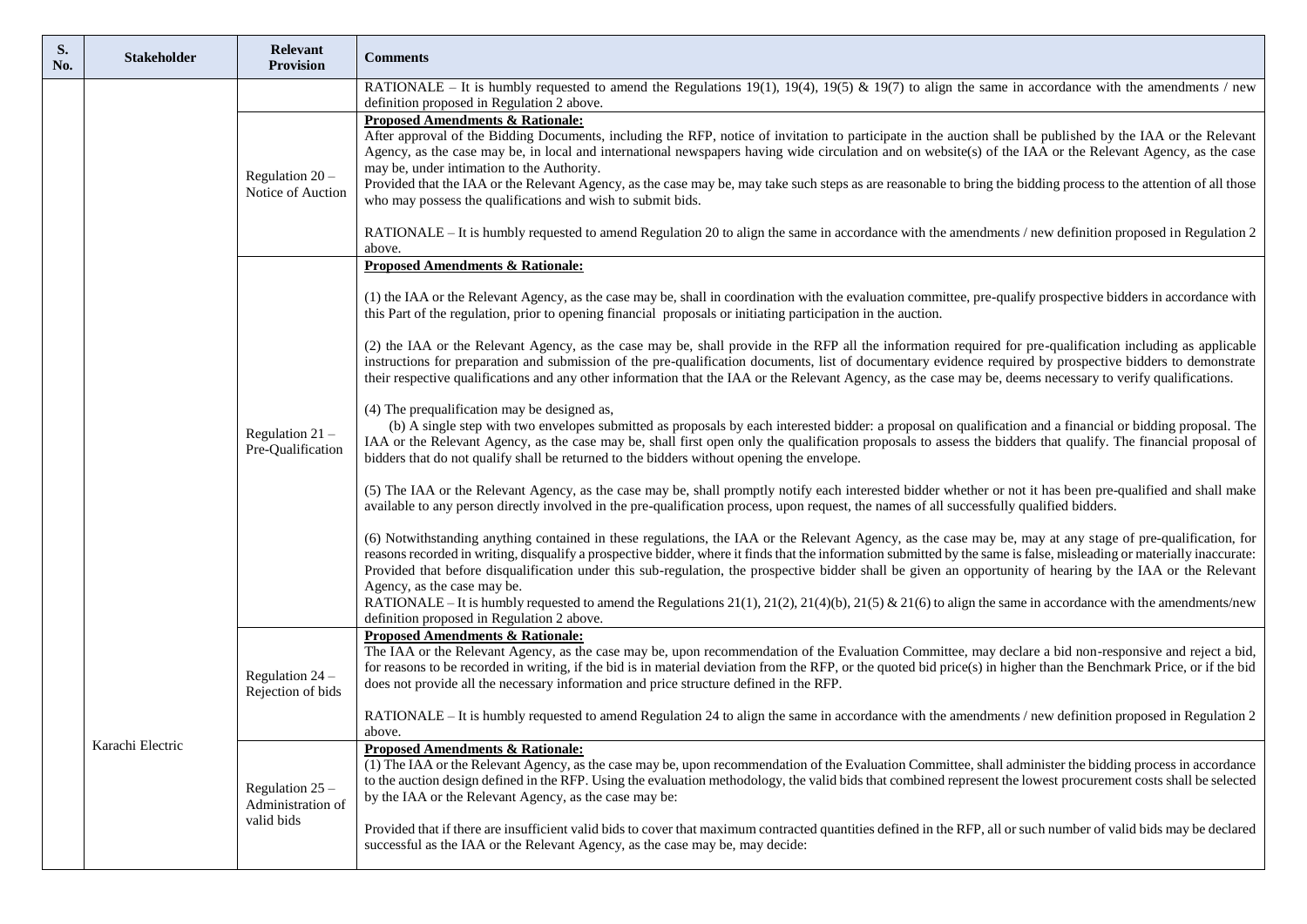| S. No. | Stakeholder | Relevant Provision | Comments |
|---|---|---|---|
| | Karachi Electric | | RATIONALE – It is humbly requested to amend the Regulations 19(1), 19(4), 19(5) & 19(7) to align the same in accordance with the amendments / new definition proposed in Regulation 2 above. |
| | | Regulation 20 – Notice of Auction | **<u>Proposed Amendments & Rationale:</u>**<br>After approval of the Bidding Documents, including the RFP, notice of invitation to participate in the auction shall be published by the IAA or the Relevant Agency, as the case may be, in local and international newspapers having wide circulation and on website(s) of the IAA or the Relevant Agency, as the case may be, under intimation to the Authority.<br>Provided that the IAA or the Relevant Agency, as the case may be, may take such steps as are reasonable to bring the bidding process to the attention of all those who may possess the qualifications and wish to submit bids.<br><br>RATIONALE – It is humbly requested to amend Regulation 20 to align the same in accordance with the amendments / new definition proposed in Regulation 2 above. |
| | | Regulation 21 – Pre-Qualification | **<u>Proposed Amendments & Rationale:</u>**<br><br>(1) the IAA or the Relevant Agency, as the case may be, shall in coordination with the evaluation committee, pre-qualify prospective bidders in accordance with this Part of the regulation, prior to opening financial proposals or initiating participation in the auction.<br><br>(2) the IAA or the Relevant Agency, as the case may be, shall provide in the RFP all the information required for pre-qualification including as applicable instructions for preparation and submission of the pre-qualification documents, list of documentary evidence required by prospective bidders to demonstrate their respective qualifications and any other information that the IAA or the Relevant Agency, as the case may be, deems necessary to verify qualifications.<br><br>(4) The prequalification may be designed as,<br>(b) A single step with two envelopes submitted as proposals by each interested bidder: a proposal on qualification and a financial or bidding proposal. The IAA or the Relevant Agency, as the case may be, shall first open only the qualification proposals to assess the bidders that qualify. The financial proposal of bidders that do not qualify shall be returned to the bidders without opening the envelope.<br><br>(5) The IAA or the Relevant Agency, as the case may be, shall promptly notify each interested bidder whether or not it has been pre-qualified and shall make available to any person directly involved in the pre-qualification process, upon request, the names of all successfully qualified bidders.<br><br>(6) Notwithstanding anything contained in these regulations, the IAA or the Relevant Agency, as the case may be, may at any stage of pre-qualification, for reasons recorded in writing, disqualify a prospective bidder, where it finds that the information submitted by the same is false, misleading or materially inaccurate: Provided that before disqualification under this sub-regulation, the prospective bidder shall be given an opportunity of hearing by the IAA or the Relevant Agency, as the case may be.<br>RATIONALE – It is humbly requested to amend the Regulations 21(1), 21(2), 21(4)(b), 21(5) & 21(6) to align the same in accordance with the amendments/new definition proposed in Regulation 2 above. |
| | | Regulation 24 – Rejection of bids | **<u>Proposed Amendments & Rationale:</u>**<br>The IAA or the Relevant Agency, as the case may be, upon recommendation of the Evaluation Committee, may declare a bid non-responsive and reject a bid, for reasons to be recorded in writing, if the bid is in material deviation from the RFP, or the quoted bid price(s) in higher than the Benchmark Price, or if the bid does not provide all the necessary information and price structure defined in the RFP.<br><br>RATIONALE – It is humbly requested to amend Regulation 24 to align the same in accordance with the amendments / new definition proposed in Regulation 2 above. |
| | | Regulation 25 – Administration of valid bids | **<u>Proposed Amendments & Rationale:</u>**<br>(1) The IAA or the Relevant Agency, as the case may be, upon recommendation of the Evaluation Committee, shall administer the bidding process in accordance to the auction design defined in the RFP. Using the evaluation methodology, the valid bids that combined represent the lowest procurement costs shall be selected by the IAA or the Relevant Agency, as the case may be:<br><br>Provided that if there are insufficient valid bids to cover that maximum contracted quantities defined in the RFP, all or such number of valid bids may be declared successful as the IAA or the Relevant Agency, as the case may be, may decide: |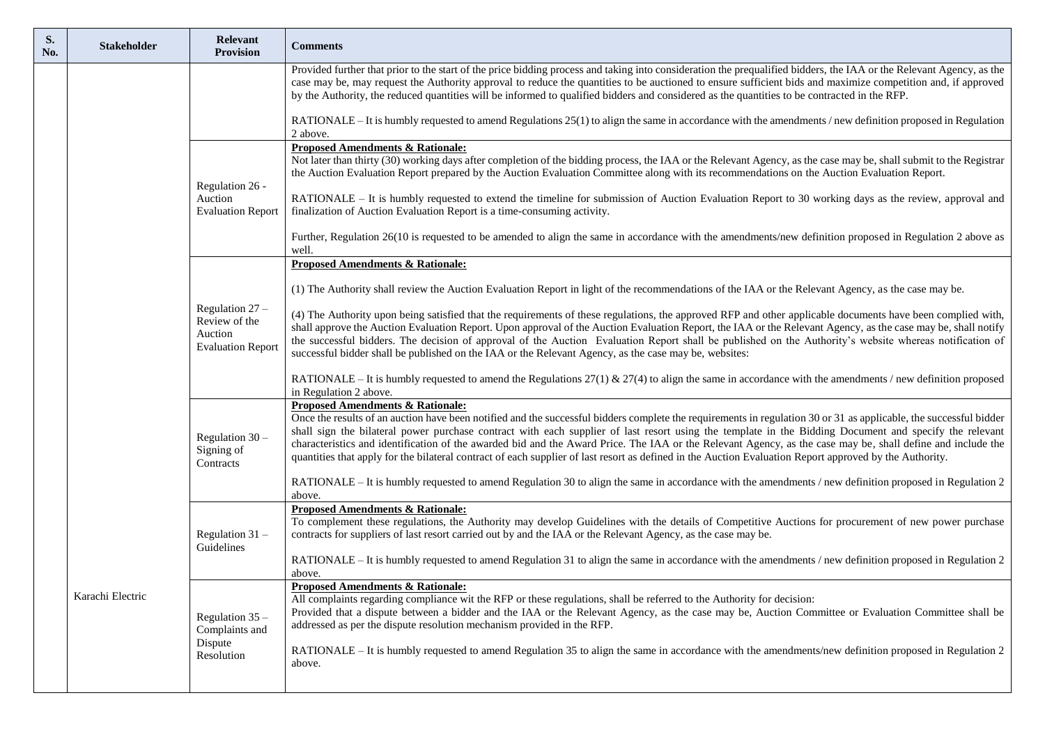| S. No. | Stakeholder | Relevant Provision | Comments |
|---|---|---|---|
| | | | Provided further that prior to the start of the price bidding process and taking into consideration the prequalified bidders, the IAA or the Relevant Agency, as the case may be, may request the Authority approval to reduce the quantities to be auctioned to ensure sufficient bids and maximize competition and, if approved by the Authority, the reduced quantities will be informed to qualified bidders and considered as the quantities to be contracted in the RFP.<br><br>RATIONALE – It is humbly requested to amend Regulations 25(1) to align the same in accordance with the amendments / new definition proposed in Regulation 2 above. |
| | | Regulation 26 - Auction Evaluation Report | **Proposed Amendments & Rationale:**<br>Not later than thirty (30) working days after completion of the bidding process, the IAA or the Relevant Agency, as the case may be, shall submit to the Registrar the Auction Evaluation Report prepared by the Auction Evaluation Committee along with its recommendations on the Auction Evaluation Report.<br><br>RATIONALE – It is humbly requested to extend the timeline for submission of Auction Evaluation Report to 30 working days as the review, approval and finalization of Auction Evaluation Report is a time-consuming activity.<br><br>Further, Regulation 26(10 is requested to be amended to align the same in accordance with the amendments/new definition proposed in Regulation 2 above as well. |
| | | Regulation 27 – Review of the Auction Evaluation Report | **Proposed Amendments & Rationale:**<br><br>(1) The Authority shall review the Auction Evaluation Report in light of the recommendations of the IAA or the Relevant Agency, as the case may be.<br><br>(4) The Authority upon being satisfied that the requirements of these regulations, the approved RFP and other applicable documents have been complied with, shall approve the Auction Evaluation Report. Upon approval of the Auction Evaluation Report, the IAA or the Relevant Agency, as the case may be, shall notify the successful bidders. The decision of approval of the Auction Evaluation Report shall be published on the Authority's website whereas notification of successful bidder shall be published on the IAA or the Relevant Agency, as the case may be, websites:<br><br>RATIONALE – It is humbly requested to amend the Regulations 27(1) & 27(4) to align the same in accordance with the amendments / new definition proposed in Regulation 2 above. |
| | | Regulation 30 – Signing of Contracts | **Proposed Amendments & Rationale:**<br>Once the results of an auction have been notified and the successful bidders complete the requirements in regulation 30 or 31 as applicable, the successful bidder shall sign the bilateral power purchase contract with each supplier of last resort using the template in the Bidding Document and specify the relevant characteristics and identification of the awarded bid and the Award Price. The IAA or the Relevant Agency, as the case may be, shall define and include the quantities that apply for the bilateral contract of each supplier of last resort as defined in the Auction Evaluation Report approved by the Authority.<br><br>RATIONALE – It is humbly requested to amend Regulation 30 to align the same in accordance with the amendments / new definition proposed in Regulation 2 above. |
| | | Regulation 31 – Guidelines | **Proposed Amendments & Rationale:**<br>To complement these regulations, the Authority may develop Guidelines with the details of Competitive Auctions for procurement of new power purchase contracts for suppliers of last resort carried out by and the IAA or the Relevant Agency, as the case may be.<br><br>RATIONALE – It is humbly requested to amend Regulation 31 to align the same in accordance with the amendments / new definition proposed in Regulation 2 above. |
| | Karachi Electric | Regulation 35 – Complaints and Dispute Resolution | **Proposed Amendments & Rationale:**<br>All complaints regarding compliance wit the RFP or these regulations, shall be referred to the Authority for decision:<br>Provided that a dispute between a bidder and the IAA or the Relevant Agency, as the case may be, Auction Committee or Evaluation Committee shall be addressed as per the dispute resolution mechanism provided in the RFP.<br><br>RATIONALE – It is humbly requested to amend Regulation 35 to align the same in accordance with the amendments/new definition proposed in Regulation 2 above. |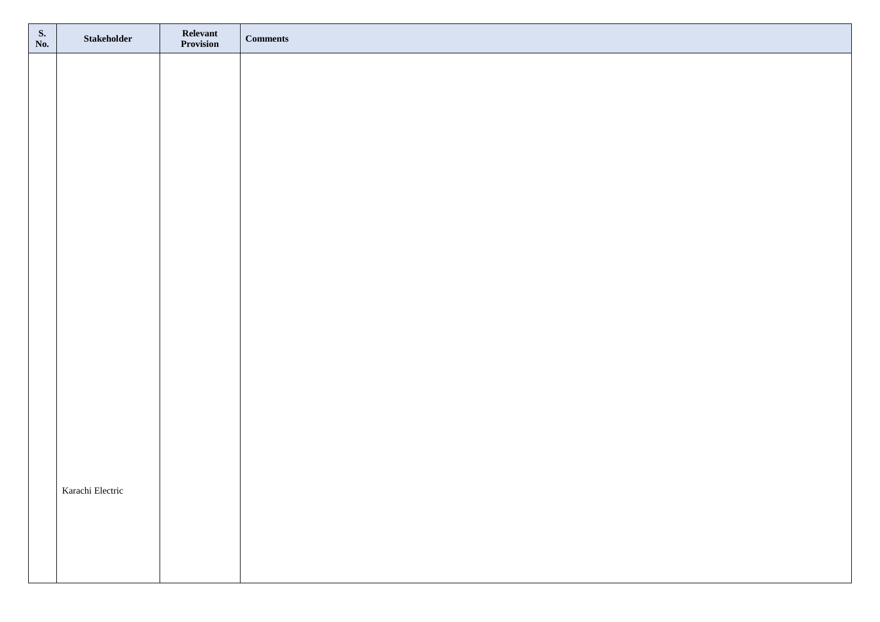| S. No. | Stakeholder | Relevant Provision | Comments |
|---|---|---|---|
| | Karachi Electric | | |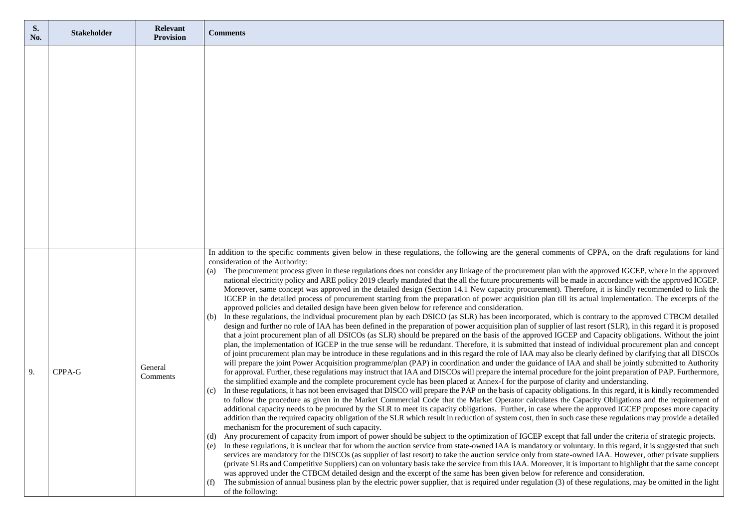| S. No. | Stakeholder | Relevant Provision | Comments |
|---|---|---|---|
| | | | |
| 9. | CPPA-G | General Comments | In addition to the specific comments given below in these regulations, the following are the general comments of CPPA, on the draft regulations for kind consideration of the Authority:<br>(a) The procurement process given in these regulations does not consider any linkage of the procurement plan with the approved IGCEP, where in the approved national electricity policy and ARE policy 2019 clearly mandated that the all the future procurements will be made in accordance with the approved ICGEP. Moreover, same concept was approved in the detailed design (Section 14.1 New capacity procurement). Therefore, it is kindly recommended to link the IGCEP in the detailed process of procurement starting from the preparation of power acquisition plan till its actual implementation. The excerpts of the approved policies and detailed design have been given below for reference and consideration.<br>(b) In these regulations, the individual procurement plan by each DSICO (as SLR) has been incorporated, which is contrary to the approved CTBCM detailed design and further no role of IAA has been defined in the preparation of power acquisition plan of supplier of last resort (SLR), in this regard it is proposed that a joint procurement plan of all DSICOs (as SLR) should be prepared on the basis of the approved IGCEP and Capacity obligations. Without the joint plan, the implementation of IGCEP in the true sense will be redundant. Therefore, it is submitted that instead of individual procurement plan and concept of joint procurement plan may be introduce in these regulations and in this regard the role of IAA may also be clearly defined by clarifying that all DISCOs will prepare the joint Power Acquisition programme/plan (PAP) in coordination and under the guidance of IAA and shall be jointly submitted to Authority for approval. Further, these regulations may instruct that IAA and DISCOs will prepare the internal procedure for the joint preparation of PAP. Furthermore, the simplified example and the complete procurement cycle has been placed at Annex-I for the purpose of clarity and understanding.<br>(c) In these regulations, it has not been envisaged that DISCO will prepare the PAP on the basis of capacity obligations. In this regard, it is kindly recommended to follow the procedure as given in the Market Commercial Code that the Market Operator calculates the Capacity Obligations and the requirement of additional capacity needs to be procured by the SLR to meet its capacity obligations. Further, in case where the approved IGCEP proposes more capacity addition than the required capacity obligation of the SLR which result in reduction of system cost, then in such case these regulations may provide a detailed mechanism for the procurement of such capacity.<br>(d) Any procurement of capacity from import of power should be subject to the optimization of IGCEP except that fall under the criteria of strategic projects.<br>(e) In these regulations, it is unclear that for whom the auction service from state-owned IAA is mandatory or voluntary. In this regard, it is suggested that such services are mandatory for the DISCOs (as supplier of last resort) to take the auction service only from state-owned IAA. However, other private suppliers (private SLRs and Competitive Suppliers) can on voluntary basis take the service from this IAA. Moreover, it is important to highlight that the same concept was approved under the CTBCM detailed design and the excerpt of the same has been given below for reference and consideration.<br>(f) The submission of annual business plan by the electric power supplier, that is required under regulation (3) of these regulations, may be omitted in the light of the following: |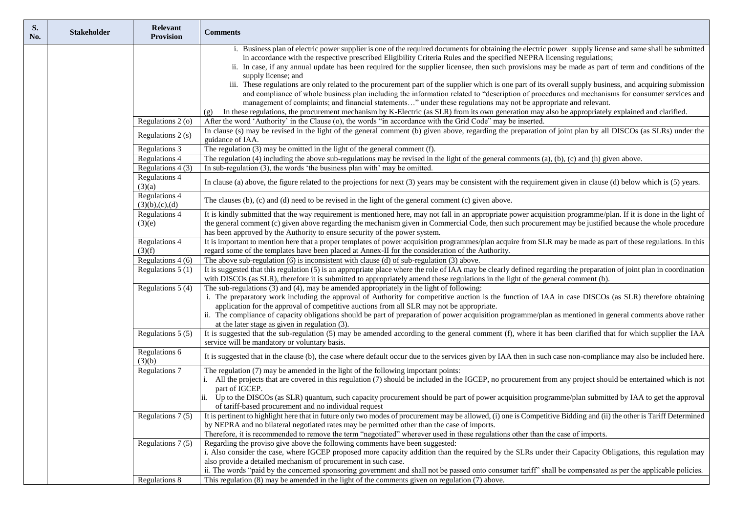| S. No. | Stakeholder | Relevant Provision | Comments |
|---|---|---|---|
| | | | i. Business plan of electric power supplier is one of the required documents for obtaining the electric power supply license and same shall be submitted in accordance with the respective prescribed Eligibility Criteria Rules and the specified NEPRA licensing regulations;<br>ii. In case, if any annual update has been required for the supplier licensee, then such provisions may be made as part of term and conditions of the supply license; and<br>iii. These regulations are only related to the procurement part of the supplier which is one part of its overall supply business, and acquiring submission and compliance of whole business plan including the information related to "description of procedures and mechanisms for consumer services and management of complaints; and financial statements…" under these regulations may not be appropriate and relevant.<br>(g) In these regulations, the procurement mechanism by K-Electric (as SLR) from its own generation may also be appropriately explained and clarified. |
| | | Regulations 2 (o) | After the word 'Authority' in the Clause (o), the words "in accordance with the Grid Code" may be inserted. |
| | | Regulations 2 (s) | In clause (s) may be revised in the light of the general comment (b) given above, regarding the preparation of joint plan by all DISCOs (as SLRs) under the guidance of IAA. |
| | | Regulations 3 | The regulation (3) may be omitted in the light of the general comment (f). |
| | | Regulations 4 | The regulation (4) including the above sub-regulations may be revised in the light of the general comments (a), (b), (c) and (h) given above. |
| | | Regulations 4 (3) | In sub-regulation (3), the words 'the business plan with' may be omitted. |
| | | Regulations 4 (3)(a) | In clause (a) above, the figure related to the projections for next (3) years may be consistent with the requirement given in clause (d) below which is (5) years. |
| | | Regulations 4 (3)(b),(c),(d) | The clauses (b), (c) and (d) need to be revised in the light of the general comment (c) given above. |
| | | Regulations 4 (3)(e) | It is kindly submitted that the way requirement is mentioned here, may not fall in an appropriate power acquisition programme/plan. If it is done in the light of the general comment (c) given above regarding the mechanism given in Commercial Code, then such procurement may be justified because the whole procedure has been approved by the Authority to ensure security of the power system. |
| | | Regulations 4 (3)(f) | It is important to mention here that a proper templates of power acquisition programmes/plan acquire from SLR may be made as part of these regulations. In this regard some of the templates have been placed at Annex-II for the consideration of the Authority. |
| | | Regulations 4 (6) | The above sub-regulation (6) is inconsistent with clause (d) of sub-regulation (3) above. |
| | | Regulations 5 (1) | It is suggested that this regulation (5) is an appropriate place where the role of IAA may be clearly defined regarding the preparation of joint plan in coordination with DISCOs (as SLR), therefore it is submitted to appropriately amend these regulations in the light of the general comment (b). |
| | | Regulations 5 (4) | The sub-regulations (3) and (4), may be amended appropriately in the light of following:<br>i. The preparatory work including the approval of Authority for competitive auction is the function of IAA in case DISCOs (as SLR) therefore obtaining application for the approval of competitive auctions from all SLR may not be appropriate.<br>ii. The compliance of capacity obligations should be part of preparation of power acquisition programme/plan as mentioned in general comments above rather at the later stage as given in regulation (3). |
| | | Regulations 5 (5) | It is suggested that the sub-regulation (5) may be amended according to the general comment (f), where it has been clarified that for which supplier the IAA service will be mandatory or voluntary basis. |
| | | Regulations 6 (3)(b) | It is suggested that in the clause (b), the case where default occur due to the services given by IAA then in such case non-compliance may also be included here. |
| | | Regulations 7 | The regulation (7) may be amended in the light of the following important points:<br>i. All the projects that are covered in this regulation (7) should be included in the IGCEP, no procurement from any project should be entertained which is not part of IGCEP.<br>ii. Up to the DISCOs (as SLR) quantum, such capacity procurement should be part of power acquisition programme/plan submitted by IAA to get the approval of tariff-based procurement and no individual request |
| | | Regulations 7 (5) | It is pertinent to highlight here that in future only two modes of procurement may be allowed, (i) one is Competitive Bidding and (ii) the other is Tariff Determined by NEPRA and no bilateral negotiated rates may be permitted other than the case of imports.<br>Therefore, it is recommended to remove the term "negotiated" wherever used in these regulations other than the case of imports. |
| | | Regulations 7 (5) | Regarding the proviso give above the following comments have been suggested:<br>i. Also consider the case, where IGCEP proposed more capacity addition than the required by the SLRs under their Capacity Obligations, this regulation may also provide a detailed mechanism of procurement in such case.<br>ii. The words "paid by the concerned sponsoring government and shall not be passed onto consumer tariff" shall be compensated as per the applicable policies. |
| | | Regulations 8 | This regulation (8) may be amended in the light of the comments given on regulation (7) above. |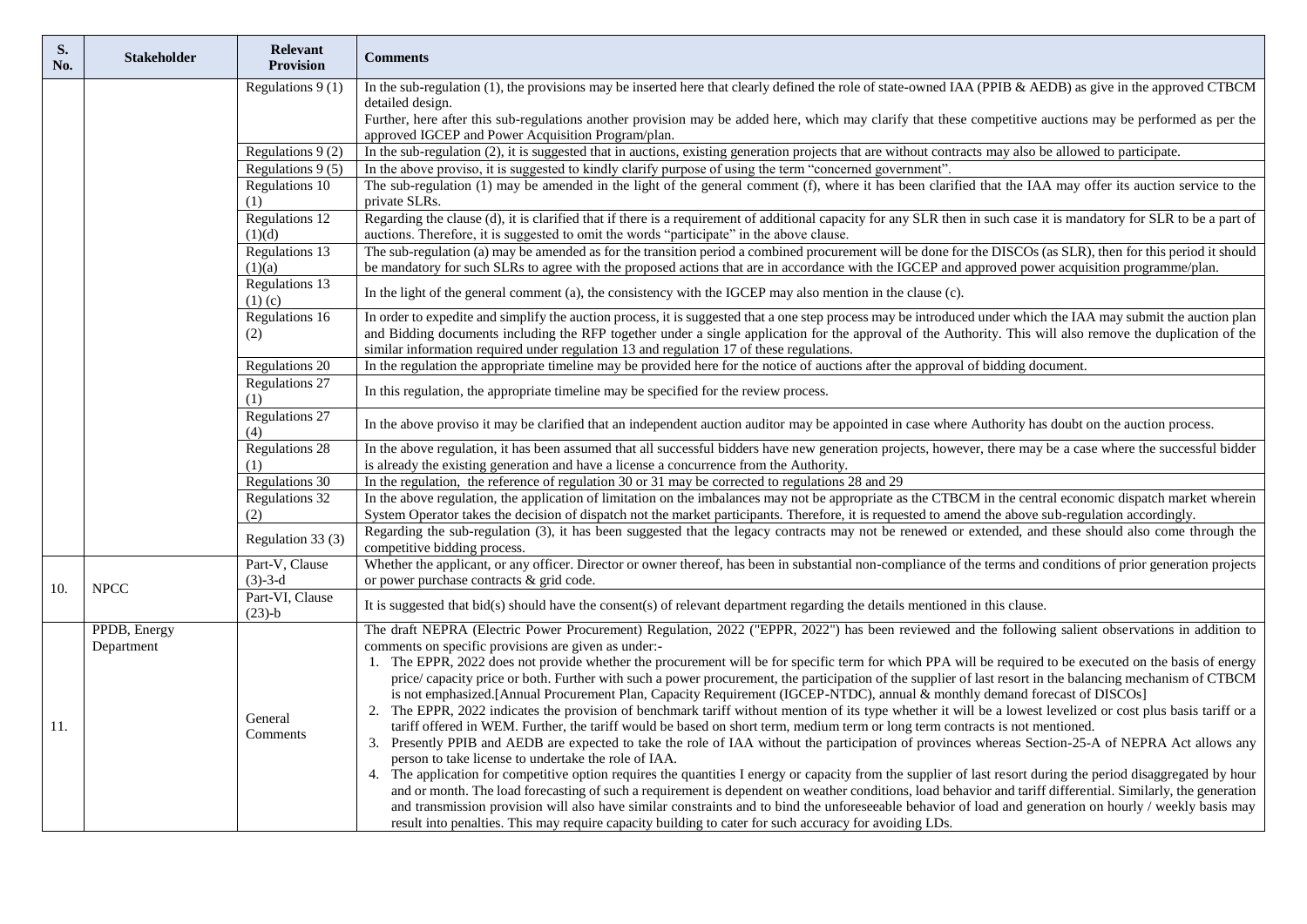| S. No. | Stakeholder | Relevant Provision | Comments |
|---|---|---|---|
| | | Regulations 9 (1) | In the sub-regulation (1), the provisions may be inserted here that clearly defined the role of state-owned IAA (PPIB & AEDB) as give in the approved CTBCM detailed design.<br>Further, here after this sub-regulations another provision may be added here, which may clarify that these competitive auctions may be performed as per the approved IGCEP and Power Acquisition Program/plan. |
| | | Regulations 9 (2) | In the sub-regulation (2), it is suggested that in auctions, existing generation projects that are without contracts may also be allowed to participate. |
| | | Regulations 9 (5) | In the above proviso, it is suggested to kindly clarify purpose of using the term "concerned government". |
| | | Regulations 10 (1) | The sub-regulation (1) may be amended in the light of the general comment (f), where it has been clarified that the IAA may offer its auction service to the private SLRs. |
| | | Regulations 12 (1)(d) | Regarding the clause (d), it is clarified that if there is a requirement of additional capacity for any SLR then in such case it is mandatory for SLR to be a part of auctions. Therefore, it is suggested to omit the words "participate" in the above clause. |
| | | Regulations 13 (1)(a) | The sub-regulation (a) may be amended as for the transition period a combined procurement will be done for the DISCOs (as SLR), then for this period it should be mandatory for such SLRs to agree with the proposed actions that are in accordance with the IGCEP and approved power acquisition programme/plan. |
| | | Regulations 13 (1) (c) | In the light of the general comment (a), the consistency with the IGCEP may also mention in the clause (c). |
| | | Regulations 16 (2) | In order to expedite and simplify the auction process, it is suggested that a one step process may be introduced under which the IAA may submit the auction plan and Bidding documents including the RFP together under a single application for the approval of the Authority. This will also remove the duplication of the similar information required under regulation 13 and regulation 17 of these regulations. |
| | | Regulations 20 | In the regulation the appropriate timeline may be provided here for the notice of auctions after the approval of bidding document. |
| | | Regulations 27 (1) | In this regulation, the appropriate timeline may be specified for the review process. |
| | | Regulations 27 (4) | In the above proviso it may be clarified that an independent auction auditor may be appointed in case where Authority has doubt on the auction process. |
| | | Regulations 28 (1) | In the above regulation, it has been assumed that all successful bidders have new generation projects, however, there may be a case where the successful bidder is already the existing generation and have a license a concurrence from the Authority. |
| | | Regulations 30 | In the regulation, the reference of regulation 30 or 31 may be corrected to regulations 28 and 29 |
| | | Regulations 32 (2) | In the above regulation, the application of limitation on the imbalances may not be appropriate as the CTBCM in the central economic dispatch market wherein System Operator takes the decision of dispatch not the market participants. Therefore, it is requested to amend the above sub-regulation accordingly. |
| | | Regulation 33 (3) | Regarding the sub-regulation (3), it has been suggested that the legacy contracts may not be renewed or extended, and these should also come through the competitive bidding process. |
| 10. | NPCC | Part-V, Clause (3)-3-d | Whether the applicant, or any officer. Director or owner thereof, has been in substantial non-compliance of the terms and conditions of prior generation projects or power purchase contracts & grid code. |
| | | Part-VI, Clause (23)-b | It is suggested that bid(s) should have the consent(s) of relevant department regarding the details mentioned in this clause. |
| 11. | PPDB, Energy Department | General Comments | The draft NEPRA (Electric Power Procurement) Regulation, 2022 ("EPPR, 2022") has been reviewed and the following salient observations in addition to comments on specific provisions are given as under:-<br>1. The EPPR, 2022 does not provide whether the procurement will be for specific term for which PPA will be required to be executed on the basis of energy price/ capacity price or both. Further with such a power procurement, the participation of the supplier of last resort in the balancing mechanism of CTBCM is not emphasized.[Annual Procurement Plan, Capacity Requirement (IGCEP-NTDC), annual & monthly demand forecast of DISCOs]<br>2. The EPPR, 2022 indicates the provision of benchmark tariff without mention of its type whether it will be a lowest levelized or cost plus basis tariff or a tariff offered in WEM. Further, the tariff would be based on short term, medium term or long term contracts is not mentioned.<br>3. Presently PPIB and AEDB are expected to take the role of IAA without the participation of provinces whereas Section-25-A of NEPRA Act allows any person to take license to undertake the role of IAA.<br>4. The application for competitive option requires the quantities I energy or capacity from the supplier of last resort during the period disaggregated by hour and or month. The load forecasting of such a requirement is dependent on weather conditions, load behavior and tariff differential. Similarly, the generation and transmission provision will also have similar constraints and to bind the unforeseeable behavior of load and generation on hourly / weekly basis may result into penalties. This may require capacity building to cater for such accuracy for avoiding LDs. |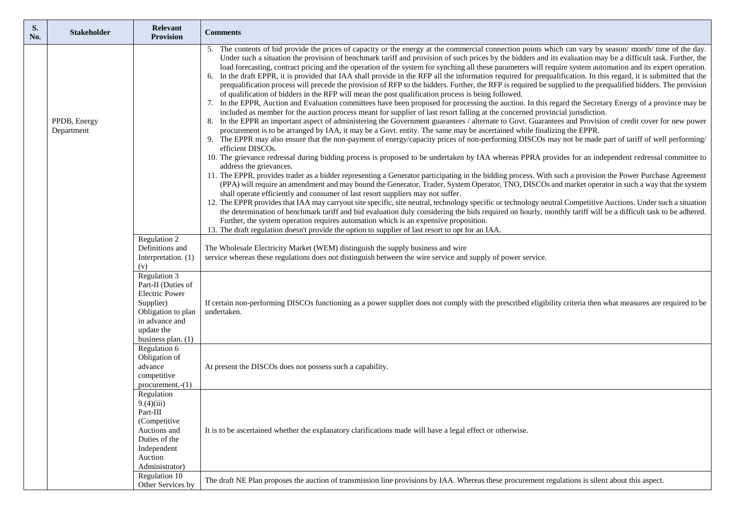| S. No. | Stakeholder | Relevant Provision | Comments |
| --- | --- | --- | --- |
| | PPDB, Energy Department | | 5. The contents of bid provide the prices of capacity or the energy at the commercial connection points which can vary by season/ month/ time of the day. Under such a situation the provision of benchmark tariff and provision of such prices by the bidders and its evaluation may be a difficult task. Further, the load forecasting, contract pricing and the operation of the system for synching all these parameters will require system automation and its expert operation.<br>6. In the draft EPPR, it is provided that IAA shall provide in the RFP all the information required for prequalification. In this regard, it is submitted that the prequalification process will precede the provision of RFP to the bidders. Further, the RFP is required be supplied to the prequalified bidders. The provision of qualification of bidders in the RFP will mean the post qualification process is being followed.<br>7. In the EPPR, Auction and Evaluation committees have been proposed for processing the auction. In this regard the Secretary Energy of a province may be included as member for the auction process meant for supplier of last resort falling at the concerned provincial jurisdiction.<br>8. In the EPPR an important aspect of administering the Government guarantees / alternate to Govt. Guarantees and Provision of credit cover for new power procurement is to be arranged by IAA, it may be a Govt. entity. The same may be ascertained while finalizing the EPPR.<br>9. The EPPR may also ensure that the non-payment of energy/capacity prices of non-performing DISCOs may not be made part of tariff of well performing/ efficient DISCOs.<br>10. The grievance redressal during bidding process is proposed to be undertaken by IAA whereas PPRA provides for an independent redressal committee to address the grievances.<br>11. The EPPR, provides trader as a bidder representing a Generator participating in the bidding process. With such a provision the Power Purchase Agreement (PPA) will require an amendment and may bound the Generator, Trader, System Operator, TNO, DISCOs and market operator in such a way that the system shall operate efficiently and consumer of last resort suppliers may not suffer.<br>12. The EPPR provides that IAA may carryout site specific, site neutral, technology specific or technology neutral Competitive Auctions. Under such a situation the determination of benchmark tariff and bid evaluation duly considering the bids required on hourly, monthly tariff will be a difficult task to be adhered. Further, the system operation requires automation which is an expensive proposition.<br>13. The draft regulation doesn't provide the option to supplier of last resort to opt for an IAA. |
| | | Regulation 2 Definitions and Interpretation. (1) (v) | The Wholesale Electricity Market (WEM) distinguish the supply business and wire service whereas these regulations does not distinguish between the wire service and supply of power service. |
| | | Regulation 3 Part-II (Duties of Electric Power Supplier) Obligation to plan in advance and update the business plan. (1) | If certain non-performing DISCOs functioning as a power supplier does not comply with the prescribed eligibility criteria then what measures are required to be undertaken. |
| | | Regulation 6 Obligation of advance competitive procurement.-(1) | At present the DISCOs does not possess such a capability. |
| | | Regulation 9.(4)(iii) Part-III (Competitive Auctions and Duties of the Independent Auction Administrator) | It is to be ascertained whether the explanatory clarifications made will have a legal effect or otherwise. |
| | | Regulation 10 Other Services by | The draft NE Plan proposes the auction of transmission line provisions by IAA. Whereas these procurement regulations is silent about this aspect. |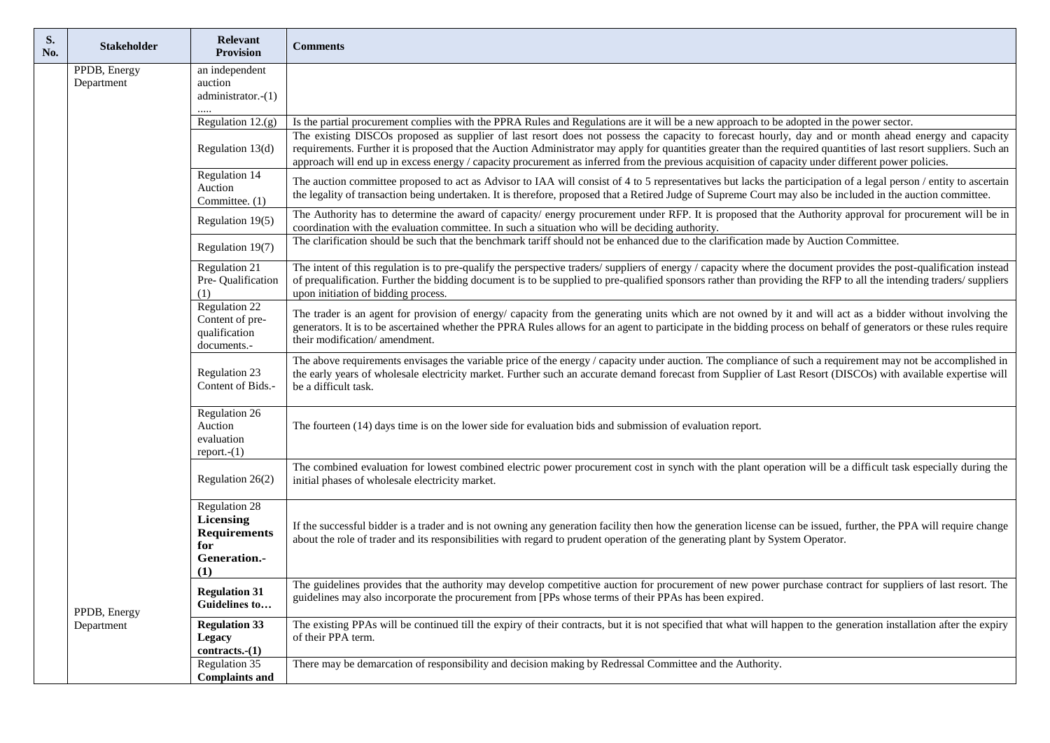| S. No. | Stakeholder | Relevant Provision | Comments |
|---|---|---|---|
| | PPDB, Energy Department | an independent auction administrator.-(1) ..... | |
| | | Regulation 12.(g) | Is the partial procurement complies with the PPRA Rules and Regulations are it will be a new approach to be adopted in the power sector. |
| | | Regulation 13(d) | The existing DISCOs proposed as supplier of last resort does not possess the capacity to forecast hourly, day and or month ahead energy and capacity requirements. Further it is proposed that the Auction Administrator may apply for quantities greater than the required quantities of last resort suppliers. Such an approach will end up in excess energy / capacity procurement as inferred from the previous acquisition of capacity under different power policies. |
| | | Regulation 14 Auction Committee. (1) | The auction committee proposed to act as Advisor to IAA will consist of 4 to 5 representatives but lacks the participation of a legal person / entity to ascertain the legality of transaction being undertaken. It is therefore, proposed that a Retired Judge of Supreme Court may also be included in the auction committee. |
| | | Regulation 19(5) | The Authority has to determine the award of capacity/ energy procurement under RFP. It is proposed that the Authority approval for procurement will be in coordination with the evaluation committee. In such a situation who will be deciding authority. |
| | | Regulation 19(7) | The clarification should be such that the benchmark tariff should not be enhanced due to the clarification made by Auction Committee. |
| | | Regulation 21 Pre- Qualification (1) | The intent of this regulation is to pre-qualify the perspective traders/ suppliers of energy / capacity where the document provides the post-qualification instead of prequalification. Further the bidding document is to be supplied to pre-qualified sponsors rather than providing the RFP to all the intending traders/ suppliers upon initiation of bidding process. |
| | | Regulation 22 Content of pre-qualification documents.- | The trader is an agent for provision of energy/ capacity from the generating units which are not owned by it and will act as a bidder without involving the generators. It is to be ascertained whether the PPRA Rules allows for an agent to participate in the bidding process on behalf of generators or these rules require their modification/ amendment. |
| | | Regulation 23 Content of Bids.- | The above requirements envisages the variable price of the energy / capacity under auction. The compliance of such a requirement may not be accomplished in the early years of wholesale electricity market. Further such an accurate demand forecast from Supplier of Last Resort (DISCOs) with available expertise will be a difficult task. |
| | | Regulation 26 Auction evaluation report.-(1) | The fourteen (14) days time is on the lower side for evaluation bids and submission of evaluation report. |
| | | Regulation 26(2) | The combined evaluation for lowest combined electric power procurement cost in synch with the plant operation will be a difficult task especially during the initial phases of wholesale electricity market. |
| | | Regulation 28 **Licensing Requirements for Generation.- (1)** | If the successful bidder is a trader and is not owning any generation facility then how the generation license can be issued, further, the PPA will require change about the role of trader and its responsibilities with regard to prudent operation of the generating plant by System Operator. |
| | PPDB, Energy Department | **Regulation 31 Guidelines to…** | The guidelines provides that the authority may develop competitive auction for procurement of new power purchase contract for suppliers of last resort. The guidelines may also incorporate the procurement from [PPs whose terms of their PPAs has been expired. |
| | | **Regulation 33 Legacy contracts.-(1)** | The existing PPAs will be continued till the expiry of their contracts, but it is not specified that what will happen to the generation installation after the expiry of their PPA term. |
| | | Regulation 35 **Complaints and** | There may be demarcation of responsibility and decision making by Redressal Committee and the Authority. |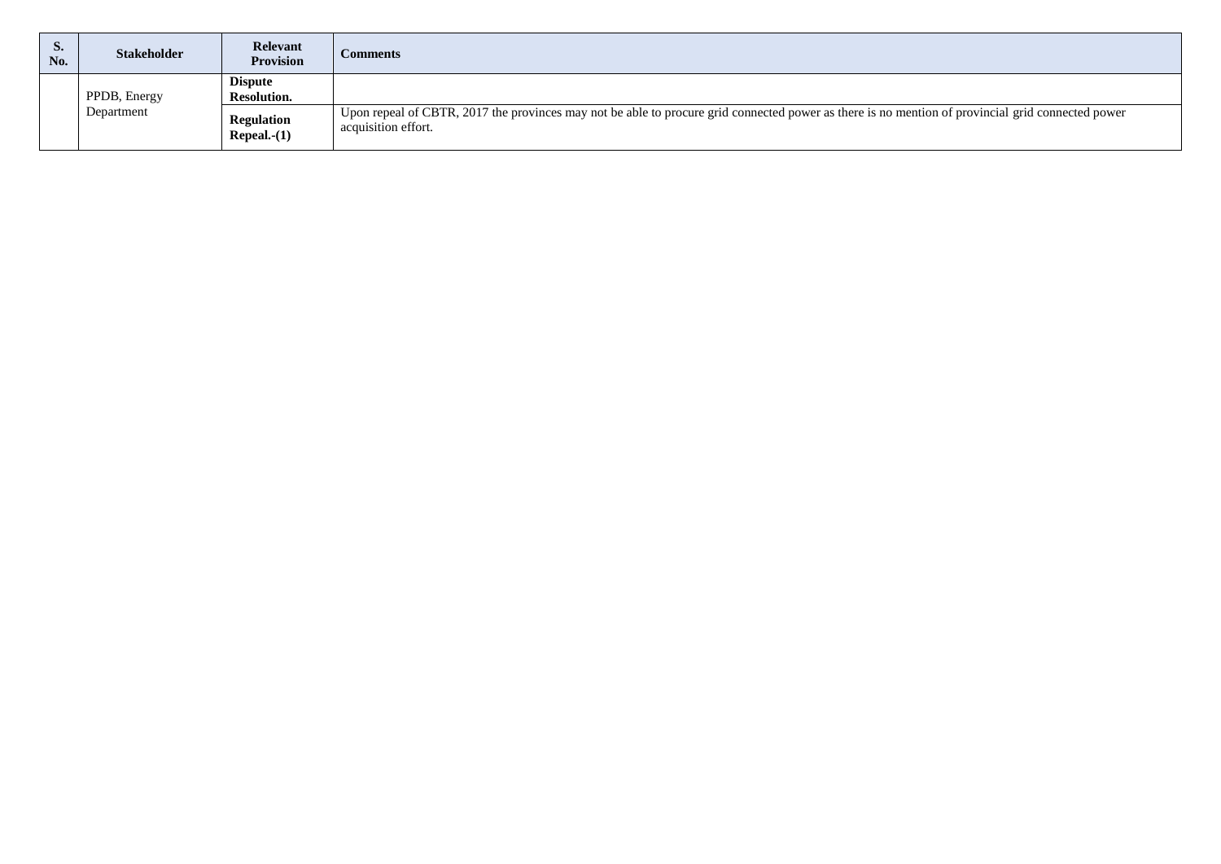| S. No. | Stakeholder | Relevant Provision | Comments |
| --- | --- | --- | --- |
| | PPDB, Energy Department | **Dispute Resolution.** | |
| | | **Regulation Repeal.-(1)** | Upon repeal of CBTR, 2017 the provinces may not be able to procure grid connected power as there is no mention of provincial grid connected power acquisition effort. |